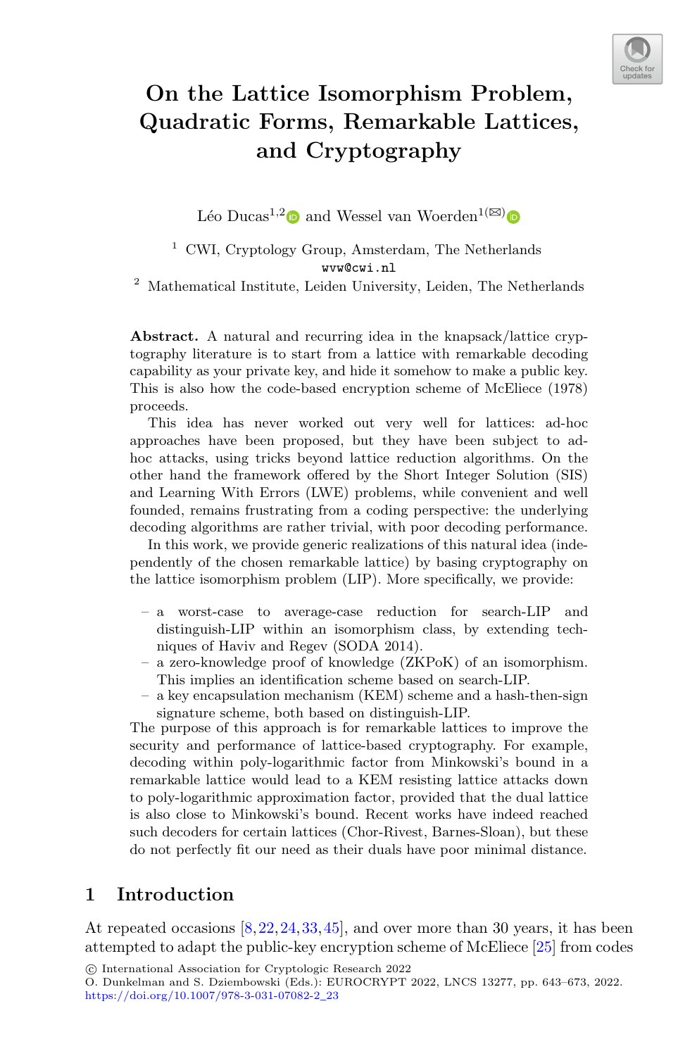# On the Lattice Isomorphism Problem, Quadratic Forms, Remarkable Lattices, and Cryptography

Léo Ducas[1,2] and Wessel van Woerden[1](✉)

[1] CWI, Cryptology Group, Amsterdam, The Netherlands
wvw@cwi.nl

[2] Mathematical Institute, Leiden University, Leiden, The Netherlands

**Abstract.** A natural and recurring idea in the knapsack/lattice cryptography literature is to start from a lattice with remarkable decoding capability as your private key, and hide it somehow to make a public key. This is also how the code-based encryption scheme of McEliece (1978) proceeds.

This idea has never worked out very well for lattices: ad-hoc approaches have been proposed, but they have been subject to ad-hoc attacks, using tricks beyond lattice reduction algorithms. On the other hand the framework offered by the Short Integer Solution (SIS) and Learning With Errors (LWE) problems, while convenient and well founded, remains frustrating from a coding perspective: the underlying decoding algorithms are rather trivial, with poor decoding performance.

In this work, we provide generic realizations of this natural idea (independently of the chosen remarkable lattice) by basing cryptography on the lattice isomorphism problem (LIP). More specifically, we provide:

- a worst-case to average-case reduction for search-LIP and distinguish-LIP within an isomorphism class, by extending techniques of Haviv and Regev (SODA 2014).
- a zero-knowledge proof of knowledge (ZKPoK) of an isomorphism. This implies an identification scheme based on search-LIP.
- a key encapsulation mechanism (KEM) scheme and a hash-then-sign signature scheme, both based on distinguish-LIP.

The purpose of this approach is for remarkable lattices to improve the security and performance of lattice-based cryptography. For example, decoding within poly-logarithmic factor from Minkowski's bound in a remarkable lattice would lead to a KEM resisting lattice attacks down to poly-logarithmic approximation factor, provided that the dual lattice is also close to Minkowski's bound. Recent works have indeed reached such decoders for certain lattices (Chor-Rivest, Barnes-Sloan), but these do not perfectly fit our need as their duals have poor minimal distance.

## 1 Introduction

At repeated occasions [8,22,24,33,45], and over more than 30 years, it has been attempted to adapt the public-key encryption scheme of McEliece [25] from codes

© International Association for Cryptologic Research 2022
O. Dunkelman and S. Dziembowski (Eds.): EUROCRYPT 2022, LNCS 13277, pp. 643–673, 2022.
https://doi.org/10.1007/978-3-031-07082-2_23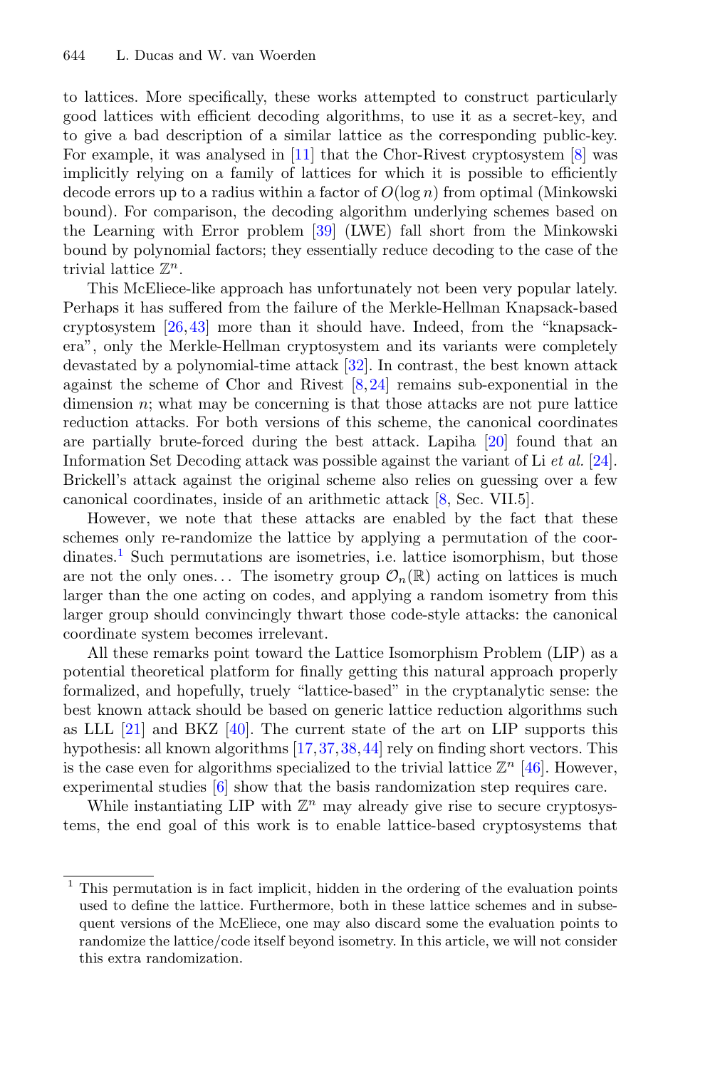to lattices. More specifically, these works attempted to construct particularly good lattices with efficient decoding algorithms, to use it as a secret-key, and to give a bad description of a similar lattice as the corresponding public-key. For example, it was analysed in [11] that the Chor-Rivest cryptosystem [8] was implicitly relying on a family of lattices for which it is possible to efficiently decode errors up to a radius within a factor of $O(\log n)$ from optimal (Minkowski bound). For comparison, the decoding algorithm underlying schemes based on the Learning with Error problem [39] (LWE) fall short from the Minkowski bound by polynomial factors; they essentially reduce decoding to the case of the trivial lattice $\mathbb{Z}^n$.

This McEliece-like approach has unfortunately not been very popular lately. Perhaps it has suffered from the failure of the Merkle-Hellman Knapsack-based cryptosystem [26,43] more than it should have. Indeed, from the "knapsack-era", only the Merkle-Hellman cryptosystem and its variants were completely devastated by a polynomial-time attack [32]. In contrast, the best known attack against the scheme of Chor and Rivest [8,24] remains sub-exponential in the dimension $n$; what may be concerning is that those attacks are not pure lattice reduction attacks. For both versions of this scheme, the canonical coordinates are partially brute-forced during the best attack. Lapiha [20] found that an Information Set Decoding attack was possible against the variant of Li *et al.* [24]. Brickell's attack against the original scheme also relies on guessing over a few canonical coordinates, inside of an arithmetic attack [8, Sec. VII.5].

However, we note that these attacks are enabled by the fact that these schemes only re-randomize the lattice by applying a permutation of the coordinates.[1] Such permutations are isometries, i.e. lattice isomorphism, but those are not the only ones… The isometry group $\mathcal{O}_n(\mathbb{R})$ acting on lattices is much larger than the one acting on codes, and applying a random isometry from this larger group should convincingly thwart those code-style attacks: the canonical coordinate system becomes irrelevant.

All these remarks point toward the Lattice Isomorphism Problem (LIP) as a potential theoretical platform for finally getting this natural approach properly formalized, and hopefully, truely "lattice-based" in the cryptanalytic sense: the best known attack should be based on generic lattice reduction algorithms such as LLL [21] and BKZ [40]. The current state of the art on LIP supports this hypothesis: all known algorithms [17,37,38,44] rely on finding short vectors. This is the case even for algorithms specialized to the trivial lattice $\mathbb{Z}^n$ [46]. However, experimental studies [6] show that the basis randomization step requires care.

While instantiating LIP with $\mathbb{Z}^n$ may already give rise to secure cryptosystems, the end goal of this work is to enable lattice-based cryptosystems that

[1] This permutation is in fact implicit, hidden in the ordering of the evaluation points used to define the lattice. Furthermore, both in these lattice schemes and in subsequent versions of the McEliece, one may also discard some the evaluation points to randomize the lattice/code itself beyond isometry. In this article, we will not consider this extra randomization.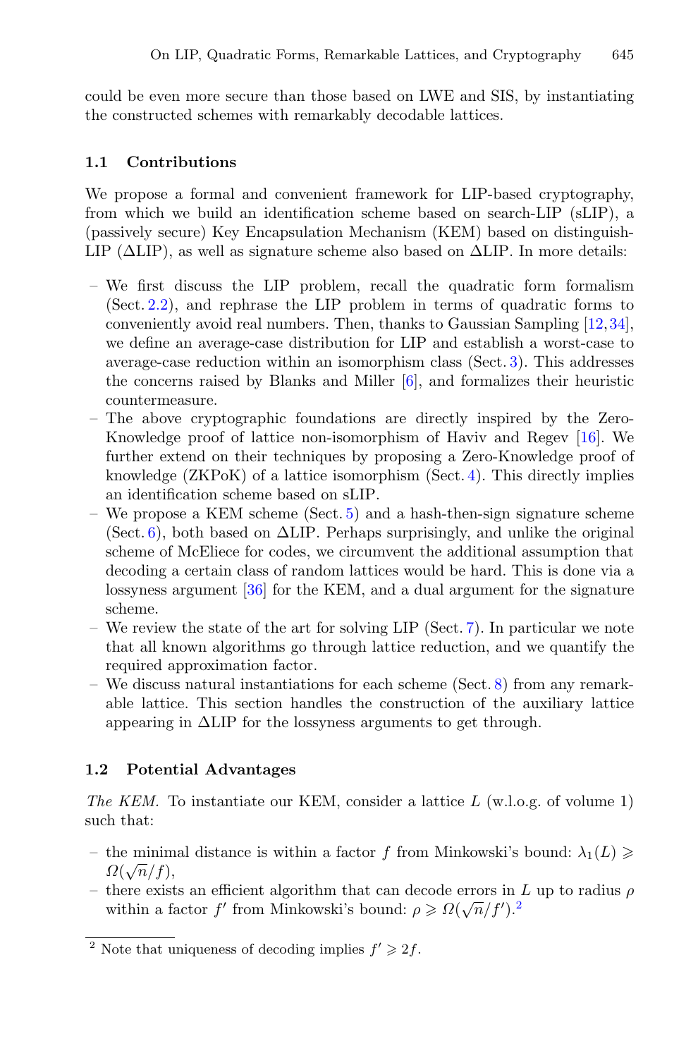could be even more secure than those based on LWE and SIS, by instantiating the constructed schemes with remarkably decodable lattices.

### 1.1 Contributions

We propose a formal and convenient framework for LIP-based cryptography, from which we build an identification scheme based on search-LIP (sLIP), a (passively secure) Key Encapsulation Mechanism (KEM) based on distinguish-LIP ($\Delta$LIP), as well as signature scheme also based on $\Delta$LIP. In more details:

- We first discuss the LIP problem, recall the quadratic form formalism (Sect. 2.2), and rephrase the LIP problem in terms of quadratic forms to conveniently avoid real numbers. Then, thanks to Gaussian Sampling [12,34], we define an average-case distribution for LIP and establish a worst-case to average-case reduction within an isomorphism class (Sect. 3). This addresses the concerns raised by Blanks and Miller [6], and formalizes their heuristic countermeasure.
- The above cryptographic foundations are directly inspired by the Zero-Knowledge proof of lattice non-isomorphism of Haviv and Regev [16]. We further extend on their techniques by proposing a Zero-Knowledge proof of knowledge (ZKPoK) of a lattice isomorphism (Sect. 4). This directly implies an identification scheme based on sLIP.
- We propose a KEM scheme (Sect. 5) and a hash-then-sign signature scheme (Sect. 6), both based on $\Delta$LIP. Perhaps surprisingly, and unlike the original scheme of McEliece for codes, we circumvent the additional assumption that decoding a certain class of random lattices would be hard. This is done via a lossyness argument [36] for the KEM, and a dual argument for the signature scheme.
- We review the state of the art for solving LIP (Sect. 7). In particular we note that all known algorithms go through lattice reduction, and we quantify the required approximation factor.
- We discuss natural instantiations for each scheme (Sect. 8) from any remarkable lattice. This section handles the construction of the auxiliary lattice appearing in $\Delta$LIP for the lossyness arguments to get through.

### 1.2 Potential Advantages

*The KEM.* To instantiate our KEM, consider a lattice $L$ (w.l.o.g. of volume 1) such that:

- the minimal distance is within a factor $f$ from Minkowski's bound: $\lambda_1(L) \geqslant \Omega(\sqrt{n}/f)$,
- there exists an efficient algorithm that can decode errors in $L$ up to radius $\rho$ within a factor $f'$ from Minkowski's bound: $\rho \geqslant \Omega(\sqrt{n}/f')$.[2]

[2] Note that uniqueness of decoding implies $f' \geqslant 2f$.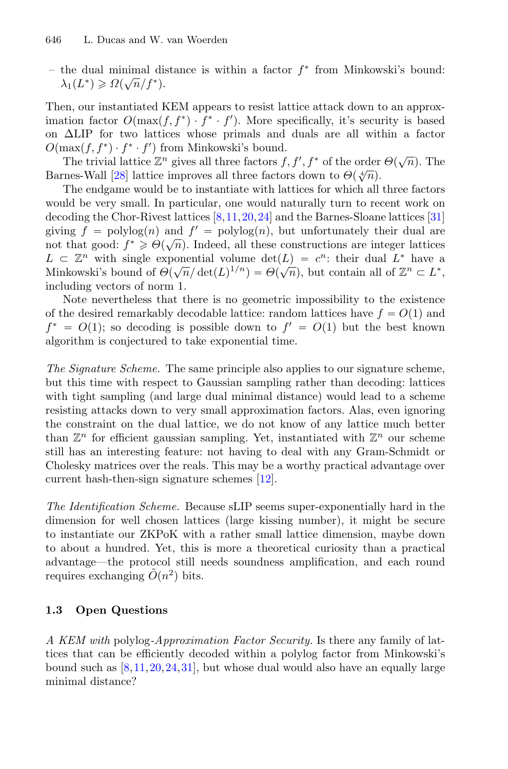– the dual minimal distance is within a factor $f^*$ from Minkowski's bound: $\lambda_1(L^*) \geqslant \Omega(\sqrt{n}/f^*)$.

Then, our instantiated KEM appears to resist lattice attack down to an approximation factor $O(\max(f, f^*) \cdot f^* \cdot f')$. More specifically, it's security is based on $\Delta$LIP for two lattices whose primals and duals are all within a factor $O(\max(f, f^*) \cdot f^* \cdot f')$ from Minkowski's bound.

The trivial lattice $\mathbb{Z}^n$ gives all three factors $f, f', f^*$ of the order $\Theta(\sqrt{n})$. The Barnes-Wall [28] lattice improves all three factors down to $\Theta(\sqrt[4]{n})$.

The endgame would be to instantiate with lattices for which all three factors would be very small. In particular, one would naturally turn to recent work on decoding the Chor-Rivest lattices [8,11,20,24] and the Barnes-Sloane lattices [31] giving $f = \text{polylog}(n)$ and $f' = \text{polylog}(n)$, but unfortunately their dual are not that good: $f^* \geqslant \Theta(\sqrt{n})$. Indeed, all these constructions are integer lattices $L \subset \mathbb{Z}^n$ with single exponential volume $\det(L) = c^n$: their dual $L^*$ have a Minkowski's bound of $\Theta(\sqrt{n}/\det(L)^{1/n}) = \Theta(\sqrt{n})$, but contain all of $\mathbb{Z}^n \subset L^*$, including vectors of norm 1.

Note nevertheless that there is no geometric impossibility to the existence of the desired remarkably decodable lattice: random lattices have $f = O(1)$ and $f^* = O(1)$; so decoding is possible down to $f' = O(1)$ but the best known algorithm is conjectured to take exponential time.

*The Signature Scheme.* The same principle also applies to our signature scheme, but this time with respect to Gaussian sampling rather than decoding: lattices with tight sampling (and large dual minimal distance) would lead to a scheme resisting attacks down to very small approximation factors. Alas, even ignoring the constraint on the dual lattice, we do not know of any lattice much better than $\mathbb{Z}^n$ for efficient gaussian sampling. Yet, instantiated with $\mathbb{Z}^n$ our scheme still has an interesting feature: not having to deal with any Gram-Schmidt or Cholesky matrices over the reals. This may be a worthy practical advantage over current hash-then-sign signature schemes [12].

*The Identification Scheme.* Because sLIP seems super-exponentially hard in the dimension for well chosen lattices (large kissing number), it might be secure to instantiate our ZKPoK with a rather small lattice dimension, maybe down to about a hundred. Yet, this is more a theoretical curiosity than a practical advantage—the protocol still needs soundness amplification, and each round requires exchanging $\tilde{O}(n^2)$ bits.

### 1.3 Open Questions

*A KEM with* polylog-*Approximation Factor Security.* Is there any family of lattices that can be efficiently decoded within a polylog factor from Minkowski's bound such as [8,11,20,24,31], but whose dual would also have an equally large minimal distance?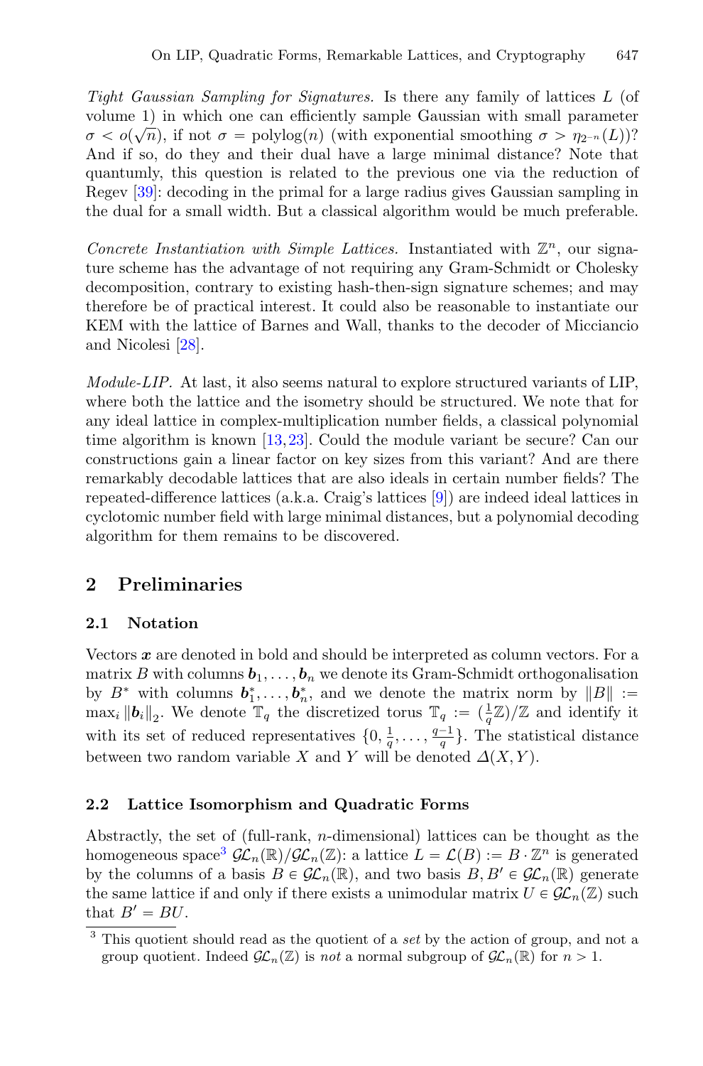*Tight Gaussian Sampling for Signatures.* Is there any family of lattices $L$ (of volume 1) in which one can efficiently sample Gaussian with small parameter $\sigma < o(\sqrt{n})$, if not $\sigma = \text{polylog}(n)$ (with exponential smoothing $\sigma > \eta_{2^{-n}}(L)$)? And if so, do they and their dual have a large minimal distance? Note that quantumly, this question is related to the previous one via the reduction of Regev [39]: decoding in the primal for a large radius gives Gaussian sampling in the dual for a small width. But a classical algorithm would be much preferable.

*Concrete Instantiation with Simple Lattices.* Instantiated with $\mathbb{Z}^n$, our signature scheme has the advantage of not requiring any Gram-Schmidt or Cholesky decomposition, contrary to existing hash-then-sign signature schemes; and may therefore be of practical interest. It could also be reasonable to instantiate our KEM with the lattice of Barnes and Wall, thanks to the decoder of Micciancio and Nicolesi [28].

*Module-LIP.* At last, it also seems natural to explore structured variants of LIP, where both the lattice and the isometry should be structured. We note that for any ideal lattice in complex-multiplication number fields, a classical polynomial time algorithm is known [13,23]. Could the module variant be secure? Can our constructions gain a linear factor on key sizes from this variant? And are there remarkably decodable lattices that are also ideals in certain number fields? The repeated-difference lattices (a.k.a. Craig's lattices [9]) are indeed ideal lattices in cyclotomic number field with large minimal distances, but a polynomial decoding algorithm for them remains to be discovered.

## 2 Preliminaries

### 2.1 Notation

Vectors $\boldsymbol{x}$ are denoted in bold and should be interpreted as column vectors. For a matrix $B$ with columns $\boldsymbol{b}_1, \ldots, \boldsymbol{b}_n$ we denote its Gram-Schmidt orthogonalisation by $B^*$ with columns $\boldsymbol{b}_1^*, \ldots, \boldsymbol{b}_n^*$, and we denote the matrix norm by $\|B\| := \max_i \|\boldsymbol{b}_i\|_2$. We denote $\mathbb{T}_q$ the discretized torus $\mathbb{T}_q := (\frac{1}{q}\mathbb{Z})/\mathbb{Z}$ and identify it with its set of reduced representatives $\{0, \frac{1}{q}, \ldots, \frac{q-1}{q}\}$. The statistical distance between two random variable $X$ and $Y$ will be denoted $\Delta(X, Y)$.

### 2.2 Lattice Isomorphism and Quadratic Forms

Abstractly, the set of (full-rank, $n$-dimensional) lattices can be thought as the homogeneous space[3] $\mathcal{GL}_n(\mathbb{R})/\mathcal{GL}_n(\mathbb{Z})$: a lattice $L = \mathcal{L}(B) := B \cdot \mathbb{Z}^n$ is generated by the columns of a basis $B \in \mathcal{GL}_n(\mathbb{R})$, and two basis $B, B' \in \mathcal{GL}_n(\mathbb{R})$ generate the same lattice if and only if there exists a unimodular matrix $U \in \mathcal{GL}_n(\mathbb{Z})$ such that $B' = BU$.

[3] This quotient should read as the quotient of a *set* by the action of group, and not a group quotient. Indeed $\mathcal{GL}_n(\mathbb{Z})$ is *not* a normal subgroup of $\mathcal{GL}_n(\mathbb{R})$ for $n > 1$.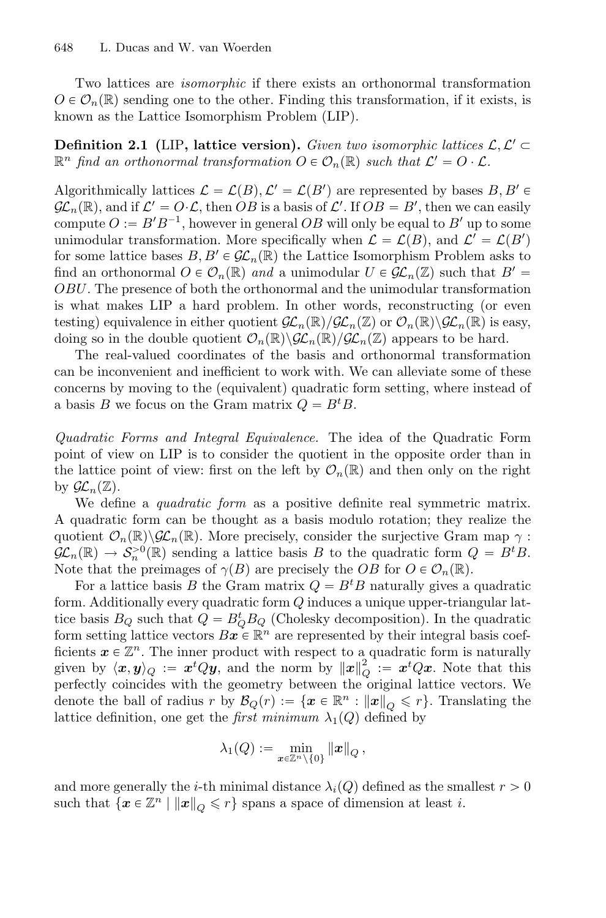Two lattices are *isomorphic* if there exists an orthonormal transformation $O \in \mathcal{O}_n(\mathbb{R})$ sending one to the other. Finding this transformation, if it exists, is known as the Lattice Isomorphism Problem (LIP).

**Definition 2.1 (LIP, lattice version).** *Given two isomorphic lattices $\mathcal{L}, \mathcal{L}' \subset \mathbb{R}^n$ find an orthonormal transformation $O \in \mathcal{O}_n(\mathbb{R})$ such that $\mathcal{L}' = O \cdot \mathcal{L}$.*

Algorithmically lattices $\mathcal{L} = \mathcal{L}(B), \mathcal{L}' = \mathcal{L}(B')$ are represented by bases $B, B' \in \mathcal{GL}_n(\mathbb{R})$, and if $\mathcal{L}' = O \cdot \mathcal{L}$, then $OB$ is a basis of $\mathcal{L}'$. If $OB = B'$, then we can easily compute $O := B'B^{-1}$, however in general $OB$ will only be equal to $B'$ up to some unimodular transformation. More specifically when $\mathcal{L} = \mathcal{L}(B)$, and $\mathcal{L}' = \mathcal{L}(B')$ for some lattice bases $B, B' \in \mathcal{GL}_n(\mathbb{R})$ the Lattice Isomorphism Problem asks to find an orthonormal $O \in \mathcal{O}_n(\mathbb{R})$ *and* a unimodular $U \in \mathcal{GL}_n(\mathbb{Z})$ such that $B' = OBU$. The presence of both the orthonormal and the unimodular transformation is what makes LIP a hard problem. In other words, reconstructing (or even testing) equivalence in either quotient $\mathcal{GL}_n(\mathbb{R})/\mathcal{GL}_n(\mathbb{Z})$ or $\mathcal{O}_n(\mathbb{R})\backslash\mathcal{GL}_n(\mathbb{R})$ is easy, doing so in the double quotient $\mathcal{O}_n(\mathbb{R})\backslash\mathcal{GL}_n(\mathbb{R})/\mathcal{GL}_n(\mathbb{Z})$ appears to be hard.

The real-valued coordinates of the basis and orthonormal transformation can be inconvenient and inefficient to work with. We can alleviate some of these concerns by moving to the (equivalent) quadratic form setting, where instead of a basis $B$ we focus on the Gram matrix $Q = B^tB$.

*Quadratic Forms and Integral Equivalence.* The idea of the Quadratic Form point of view on LIP is to consider the quotient in the opposite order than in the lattice point of view: first on the left by $\mathcal{O}_n(\mathbb{R})$ and then only on the right by $\mathcal{GL}_n(\mathbb{Z})$.

We define a *quadratic form* as a positive definite real symmetric matrix. A quadratic form can be thought as a basis modulo rotation; they realize the quotient $\mathcal{O}_n(\mathbb{R})\backslash\mathcal{GL}_n(\mathbb{R})$. More precisely, consider the surjective Gram map $\gamma : \mathcal{GL}_n(\mathbb{R}) \to \mathcal{S}_n^{>0}(\mathbb{R})$ sending a lattice basis $B$ to the quadratic form $Q = B^tB$. Note that the preimages of $\gamma(B)$ are precisely the $OB$ for $O \in \mathcal{O}_n(\mathbb{R})$.

For a lattice basis $B$ the Gram matrix $Q = B^tB$ naturally gives a quadratic form. Additionally every quadratic form $Q$ induces a unique upper-triangular lattice basis $B_Q$ such that $Q = B_Q^tB_Q$ (Cholesky decomposition). In the quadratic form setting lattice vectors $B\boldsymbol{x} \in \mathbb{R}^n$ are represented by their integral basis coefficients $\boldsymbol{x} \in \mathbb{Z}^n$. The inner product with respect to a quadratic form is naturally given by $\langle \boldsymbol{x}, \boldsymbol{y} \rangle_Q := \boldsymbol{x}^tQ\boldsymbol{y}$, and the norm by $\|\boldsymbol{x}\|_Q^2 := \boldsymbol{x}^tQ\boldsymbol{x}$. Note that this perfectly coincides with the geometry between the original lattice vectors. We denote the ball of radius $r$ by $\mathcal{B}_Q(r) := \{\boldsymbol{x} \in \mathbb{R}^n : \|\boldsymbol{x}\|_Q \leqslant r\}$. Translating the lattice definition, one get the *first minimum* $\lambda_1(Q)$ defined by

$$\lambda_1(Q) := \min_{\boldsymbol{x} \in \mathbb{Z}^n \setminus \{0\}} \|\boldsymbol{x}\|_Q,$$

and more generally the $i$-th minimal distance $\lambda_i(Q)$ defined as the smallest $r > 0$ such that $\{\boldsymbol{x} \in \mathbb{Z}^n \mid \|\boldsymbol{x}\|_Q \leqslant r\}$ spans a space of dimension at least $i$.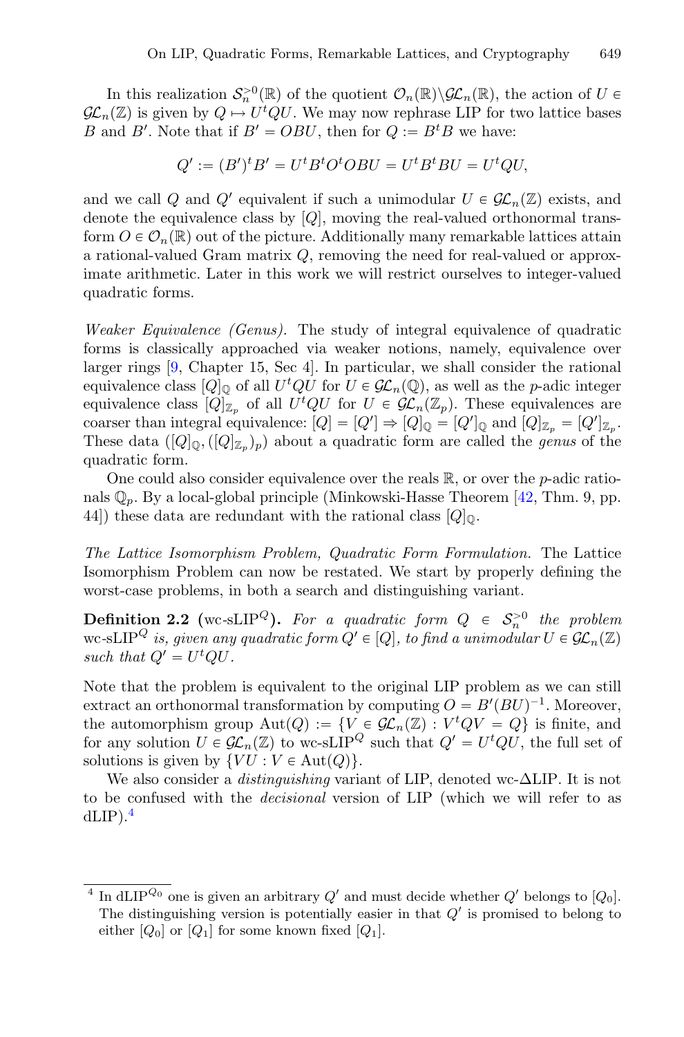In this realization $\mathcal{S}_n^{>0}(\mathbb{R})$ of the quotient $\mathcal{O}_n(\mathbb{R})\backslash\mathcal{GL}_n(\mathbb{R})$, the action of $U \in \mathcal{GL}_n(\mathbb{Z})$ is given by $Q \mapsto U^t Q U$. We may now rephrase LIP for two lattice bases $B$ and $B'$. Note that if $B' = OBU$, then for $Q := B^t B$ we have:

$$Q' := (B')^t B' = U^t B^t O^t O B U = U^t B^t B U = U^t Q U,$$

and we call $Q$ and $Q'$ equivalent if such a unimodular $U \in \mathcal{GL}_n(\mathbb{Z})$ exists, and denote the equivalence class by $[Q]$, moving the real-valued orthonormal transform $O \in \mathcal{O}_n(\mathbb{R})$ out of the picture. Additionally many remarkable lattices attain a rational-valued Gram matrix $Q$, removing the need for real-valued or approximate arithmetic. Later in this work we will restrict ourselves to integer-valued quadratic forms.

*Weaker Equivalence (Genus).* The study of integral equivalence of quadratic forms is classically approached via weaker notions, namely, equivalence over larger rings [9, Chapter 15, Sec 4]. In particular, we shall consider the rational equivalence class $[Q]_{\mathbb{Q}}$ of all $U^t Q U$ for $U \in \mathcal{GL}_n(\mathbb{Q})$, as well as the $p$-adic integer equivalence class $[Q]_{\mathbb{Z}_p}$ of all $U^t Q U$ for $U \in \mathcal{GL}_n(\mathbb{Z}_p)$. These equivalences are coarser than integral equivalence: $[Q] = [Q'] \Rightarrow [Q]_{\mathbb{Q}} = [Q']_{\mathbb{Q}}$ and $[Q]_{\mathbb{Z}_p} = [Q']_{\mathbb{Z}_p}$. These data $([Q]_{\mathbb{Q}}, ([Q]_{\mathbb{Z}_p})_p)$ about a quadratic form are called the *genus* of the quadratic form.

One could also consider equivalence over the reals $\mathbb{R}$, or over the $p$-adic rationals $\mathbb{Q}_p$. By a local-global principle (Minkowski-Hasse Theorem [42, Thm. 9, pp. 44]) these data are redundant with the rational class $[Q]_{\mathbb{Q}}$.

*The Lattice Isomorphism Problem, Quadratic Form Formulation.* The Lattice Isomorphism Problem can now be restated. We start by properly defining the worst-case problems, in both a search and distinguishing variant.

**Definition 2.2** (wc-sLIP$^Q$)**.** *For a quadratic form $Q \in \mathcal{S}_n^{>0}$ the problem wc-sLIP$^Q$ is, given any quadratic form $Q' \in [Q]$, to find a unimodular $U \in \mathcal{GL}_n(\mathbb{Z})$ such that $Q' = U^t Q U$.*

Note that the problem is equivalent to the original LIP problem as we can still extract an orthonormal transformation by computing $O = B'(BU)^{-1}$. Moreover, the automorphism group $\text{Aut}(Q) := \{V \in \mathcal{GL}_n(\mathbb{Z}) : V^t Q V = Q\}$ is finite, and for any solution $U \in \mathcal{GL}_n(\mathbb{Z})$ to wc-sLIP$^Q$ such that $Q' = U^t Q U$, the full set of solutions is given by $\{VU : V \in \text{Aut}(Q)\}$.

We also consider a *distinguishing* variant of LIP, denoted wc-ΔLIP. It is not to be confused with the *decisional* version of LIP (which we will refer to as dLIP).[4]

---

[4] In dLIP$^{Q_0}$ one is given an arbitrary $Q'$ and must decide whether $Q'$ belongs to $[Q_0]$. The distinguishing version is potentially easier in that $Q'$ is promised to belong to either $[Q_0]$ or $[Q_1]$ for some known fixed $[Q_1]$.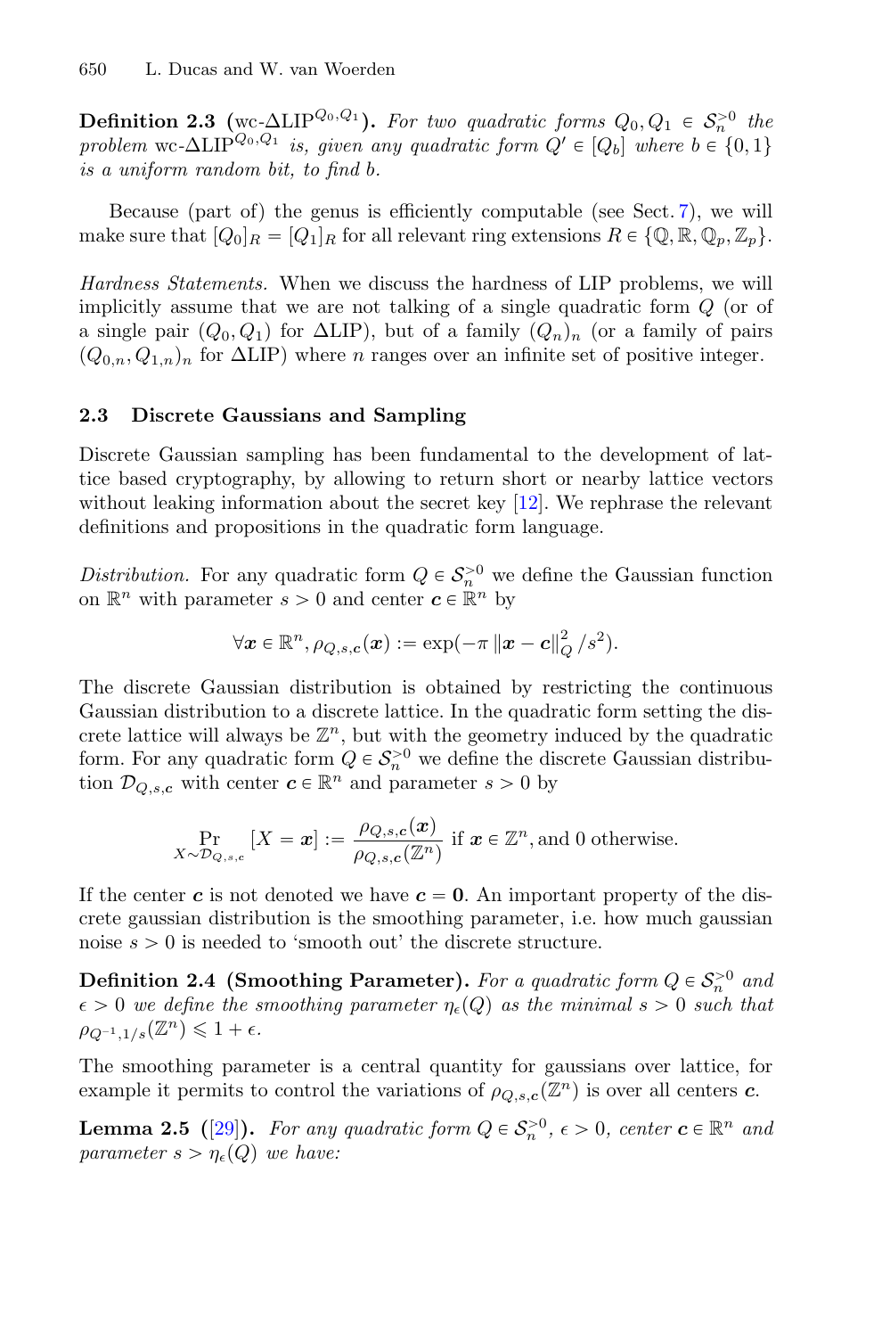**Definition 2.3** (wc-$\Delta\text{LIP}^{Q_0,Q_1}$)**.** *For two quadratic forms $Q_0, Q_1 \in \mathcal{S}_n^{>0}$ the problem* wc-$\Delta\text{LIP}^{Q_0,Q_1}$ *is, given any quadratic form $Q' \in [Q_b]$ where $b \in \{0,1\}$ is a uniform random bit, to find $b$.*

Because (part of) the genus is efficiently computable (see Sect. 7), we will make sure that $[Q_0]_R = [Q_1]_R$ for all relevant ring extensions $R \in \{\mathbb{Q}, \mathbb{R}, \mathbb{Q}_p, \mathbb{Z}_p\}$.

*Hardness Statements.* When we discuss the hardness of LIP problems, we will implicitly assume that we are not talking of a single quadratic form $Q$ (or of a single pair $(Q_0, Q_1)$ for $\Delta$LIP), but of a family $(Q_n)_n$ (or a family of pairs $(Q_{0,n}, Q_{1,n})_n$ for $\Delta$LIP) where $n$ ranges over an infinite set of positive integer.

### 2.3 Discrete Gaussians and Sampling

Discrete Gaussian sampling has been fundamental to the development of lattice based cryptography, by allowing to return short or nearby lattice vectors without leaking information about the secret key [12]. We rephrase the relevant definitions and propositions in the quadratic form language.

*Distribution.* For any quadratic form $Q \in \mathcal{S}_n^{>0}$ we define the Gaussian function on $\mathbb{R}^n$ with parameter $s > 0$ and center $\boldsymbol{c} \in \mathbb{R}^n$ by

$$\forall \boldsymbol{x} \in \mathbb{R}^n, \rho_{Q,s,\boldsymbol{c}}(\boldsymbol{x}) := \exp(-\pi \left\| \boldsymbol{x} - \boldsymbol{c} \right\|_Q^2 / s^2).$$

The discrete Gaussian distribution is obtained by restricting the continuous Gaussian distribution to a discrete lattice. In the quadratic form setting the discrete lattice will always be $\mathbb{Z}^n$, but with the geometry induced by the quadratic form. For any quadratic form $Q \in \mathcal{S}_n^{>0}$ we define the discrete Gaussian distribution $\mathcal{D}_{Q,s,\boldsymbol{c}}$ with center $\boldsymbol{c} \in \mathbb{R}^n$ and parameter $s > 0$ by

$$\Pr_{X \sim \mathcal{D}_{Q,s,c}}[X = \boldsymbol{x}] := \frac{\rho_{Q,s,\boldsymbol{c}}(\boldsymbol{x})}{\rho_{Q,s,\boldsymbol{c}}(\mathbb{Z}^n)} \text{ if } \boldsymbol{x} \in \mathbb{Z}^n, \text{and 0 otherwise.}$$

If the center $\boldsymbol{c}$ is not denoted we have $\boldsymbol{c} = \boldsymbol{0}$. An important property of the discrete gaussian distribution is the smoothing parameter, i.e. how much gaussian noise $s > 0$ is needed to 'smooth out' the discrete structure.

**Definition 2.4 (Smoothing Parameter).** *For a quadratic form $Q \in \mathcal{S}_n^{>0}$ and $\epsilon > 0$ we define the smoothing parameter $\eta_\epsilon(Q)$ as the minimal $s > 0$ such that $\rho_{Q^{-1},1/s}(\mathbb{Z}^n) \leqslant 1 + \epsilon$.*

The smoothing parameter is a central quantity for gaussians over lattice, for example it permits to control the variations of $\rho_{Q,s,\boldsymbol{c}}(\mathbb{Z}^n)$ is over all centers $\boldsymbol{c}$.

**Lemma 2.5** ([29])**.** *For any quadratic form $Q \in \mathcal{S}_n^{>0}$, $\epsilon > 0$, center $\boldsymbol{c} \in \mathbb{R}^n$ and parameter $s > \eta_\epsilon(Q)$ we have:*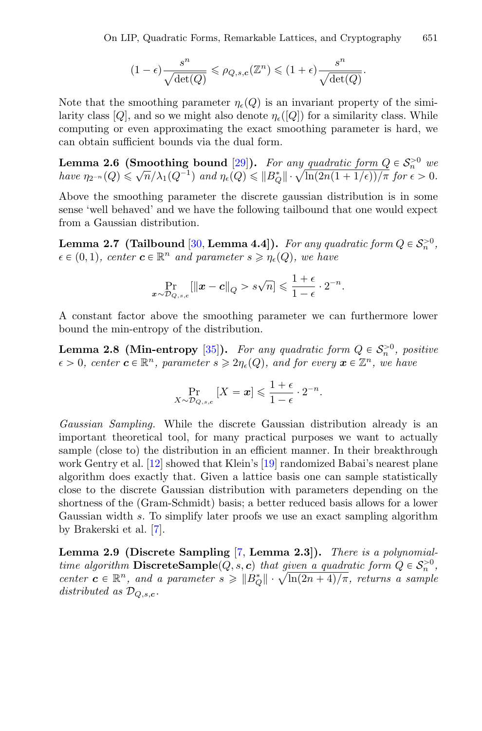$$(1-\epsilon)\frac{s^n}{\sqrt{\det(Q)}} \leqslant \rho_{Q,s,\boldsymbol{c}}(\mathbb{Z}^n) \leqslant (1+\epsilon)\frac{s^n}{\sqrt{\det(Q)}}.$$

Note that the smoothing parameter $\eta_\epsilon(Q)$ is an invariant property of the similarity class $[Q]$, and so we might also denote $\eta_\epsilon([Q])$ for a similarity class. While computing or even approximating the exact smoothing parameter is hard, we can obtain sufficient bounds via the dual form.

**Lemma 2.6 (Smoothing bound [29]).** *For any quadratic form $Q \in \mathcal{S}_n^{>0}$ we have $\eta_{2^{-n}}(Q) \leqslant \sqrt{n}/\lambda_1(Q^{-1})$ and $\eta_\epsilon(Q) \leqslant \|B_Q^*\| \cdot \sqrt{\ln(2n(1+1/\epsilon))/\pi}$ for $\epsilon > 0$.*

Above the smoothing parameter the discrete gaussian distribution is in some sense 'well behaved' and we have the following tailbound that one would expect from a Gaussian distribution.

**Lemma 2.7 (Tailbound [30, Lemma 4.4]).** *For any quadratic form $Q \in \mathcal{S}_n^{>0}$, $\epsilon \in (0,1)$, center $\boldsymbol{c} \in \mathbb{R}^n$ and parameter $s \geqslant \eta_\epsilon(Q)$, we have*

$$\Pr_{\boldsymbol{x} \sim \mathcal{D}_{Q,s,\boldsymbol{c}}}[\|\boldsymbol{x}-\boldsymbol{c}\|_Q > s\sqrt{n}] \leqslant \frac{1+\epsilon}{1-\epsilon} \cdot 2^{-n}.$$

A constant factor above the smoothing parameter we can furthermore lower bound the min-entropy of the distribution.

**Lemma 2.8 (Min-entropy [35]).** *For any quadratic form $Q \in \mathcal{S}_n^{>0}$, positive $\epsilon > 0$, center $\boldsymbol{c} \in \mathbb{R}^n$, parameter $s \geqslant 2\eta_\epsilon(Q)$, and for every $\boldsymbol{x} \in \mathbb{Z}^n$, we have*

$$\Pr_{X \sim \mathcal{D}_{Q,s,\boldsymbol{c}}}[X = \boldsymbol{x}] \leqslant \frac{1+\epsilon}{1-\epsilon} \cdot 2^{-n}.$$

*Gaussian Sampling.* While the discrete Gaussian distribution already is an important theoretical tool, for many practical purposes we want to actually sample (close to) the distribution in an efficient manner. In their breakthrough work Gentry et al. [12] showed that Klein's [19] randomized Babai's nearest plane algorithm does exactly that. Given a lattice basis one can sample statistically close to the discrete Gaussian distribution with parameters depending on the shortness of the (Gram-Schmidt) basis; a better reduced basis allows for a lower Gaussian width $s$. To simplify later proofs we use an exact sampling algorithm by Brakerski et al. [7].

**Lemma 2.9 (Discrete Sampling [7, Lemma 2.3]).** *There is a polynomial-time algorithm* **DiscreteSample**$(Q, s, \boldsymbol{c})$ *that given a quadratic form $Q \in \mathcal{S}_n^{>0}$, center $\boldsymbol{c} \in \mathbb{R}^n$, and a parameter $s \geqslant \|B_Q^*\| \cdot \sqrt{\ln(2n+4)/\pi}$, returns a sample distributed as $\mathcal{D}_{Q,s,\boldsymbol{c}}$.*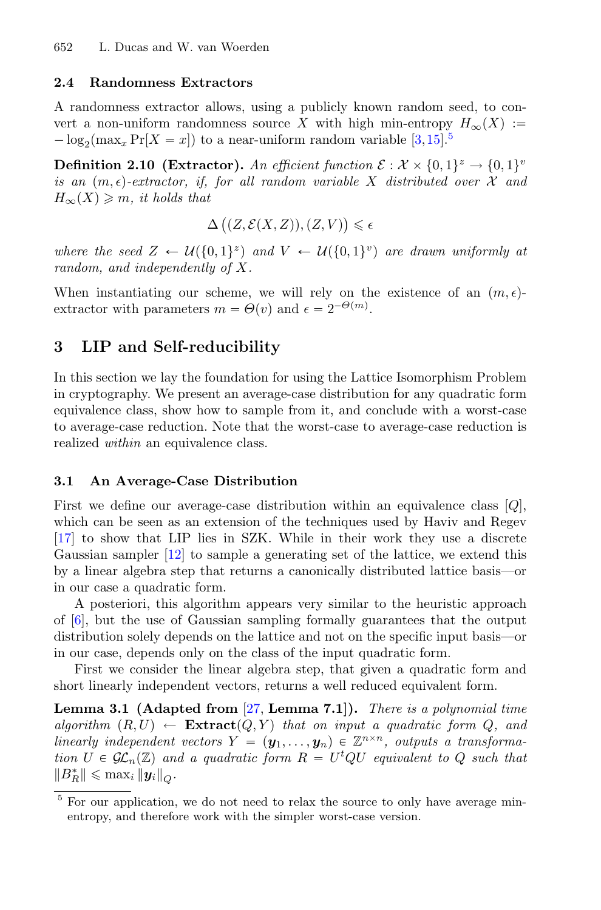### 2.4 Randomness Extractors

A randomness extractor allows, using a publicly known random seed, to convert a non-uniform randomness source $X$ with high min-entropy $H_\infty(X) := -\log_2(\max_x \Pr[X = x])$ to a near-uniform random variable [3,15].[5]

**Definition 2.10 (Extractor).** *An efficient function $\mathcal{E} : \mathcal{X} \times \{0,1\}^z \to \{0,1\}^v$ is an $(m, \epsilon)$-extractor, if, for all random variable $X$ distributed over $\mathcal{X}$ and $H_\infty(X) \geqslant m$, it holds that*

$$\Delta\left((Z, \mathcal{E}(X, Z)), (Z, V)\right) \leqslant \epsilon$$

*where the seed $Z \leftarrow \mathcal{U}(\{0,1\}^z)$ and $V \leftarrow \mathcal{U}(\{0,1\}^v)$ are drawn uniformly at random, and independently of $X$.*

When instantiating our scheme, we will rely on the existence of an $(m, \epsilon)$-extractor with parameters $m = \Theta(v)$ and $\epsilon = 2^{-\Theta(m)}$.

## 3 LIP and Self-reducibility

In this section we lay the foundation for using the Lattice Isomorphism Problem in cryptography. We present an average-case distribution for any quadratic form equivalence class, show how to sample from it, and conclude with a worst-case to average-case reduction. Note that the worst-case to average-case reduction is realized *within* an equivalence class.

### 3.1 An Average-Case Distribution

First we define our average-case distribution within an equivalence class $[Q]$, which can be seen as an extension of the techniques used by Haviv and Regev [17] to show that LIP lies in SZK. While in their work they use a discrete Gaussian sampler [12] to sample a generating set of the lattice, we extend this by a linear algebra step that returns a canonically distributed lattice basis—or in our case a quadratic form.

A posteriori, this algorithm appears very similar to the heuristic approach of [6], but the use of Gaussian sampling formally guarantees that the output distribution solely depends on the lattice and not on the specific input basis—or in our case, depends only on the class of the input quadratic form.

First we consider the linear algebra step, that given a quadratic form and short linearly independent vectors, returns a well reduced equivalent form.

**Lemma 3.1 (Adapted from [27, Lemma 7.1]).** *There is a polynomial time algorithm $(R, U) \leftarrow$ **Extract**$(Q, Y)$ that on input a quadratic form $Q$, and linearly independent vectors $Y = (\boldsymbol{y}_1, \ldots, \boldsymbol{y}_n) \in \mathbb{Z}^{n \times n}$, outputs a transformation $U \in \mathcal{GL}_n(\mathbb{Z})$ and a quadratic form $R = U^t Q U$ equivalent to $Q$ such that $\|B_R^*\| \leqslant \max_i \|\boldsymbol{y}_i\|_Q$.*

[5] For our application, we do not need to relax the source to only have average min-entropy, and therefore work with the simpler worst-case version.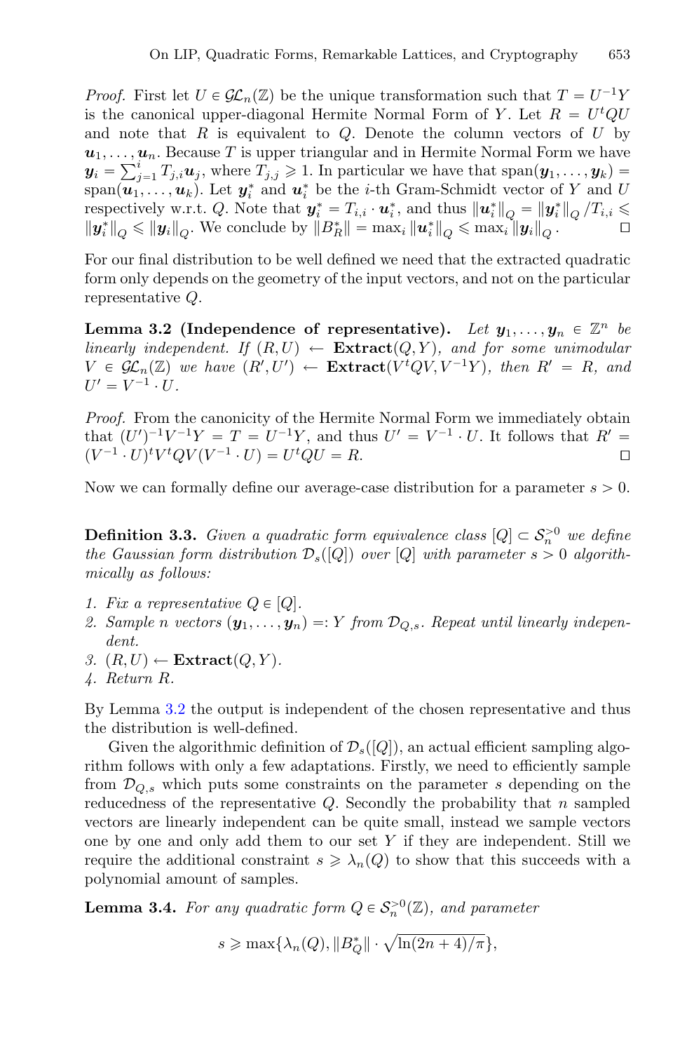*Proof.* First let $U \in \mathcal{GL}_n(\mathbb{Z})$ be the unique transformation such that $T = U^{-1}Y$ is the canonical upper-diagonal Hermite Normal Form of $Y$. Let $R = U^tQU$ and note that $R$ is equivalent to $Q$. Denote the column vectors of $U$ by $\boldsymbol{u}_1, \ldots, \boldsymbol{u}_n$. Because $T$ is upper triangular and in Hermite Normal Form we have $\boldsymbol{y}_i = \sum_{j=1}^{i} T_{j,i}\boldsymbol{u}_j$, where $T_{j,j} \geqslant 1$. In particular we have that $\text{span}(\boldsymbol{y}_1, \ldots, \boldsymbol{y}_k) = \text{span}(\boldsymbol{u}_1, \ldots, \boldsymbol{u}_k)$. Let $\boldsymbol{y}_i^*$ and $\boldsymbol{u}_i^*$ be the $i$-th Gram-Schmidt vector of $Y$ and $U$ respectively w.r.t. $Q$. Note that $\boldsymbol{y}_i^* = T_{i,i} \cdot \boldsymbol{u}_i^*$, and thus $\|\boldsymbol{u}_i^*\|_Q = \|\boldsymbol{y}_i^*\|_Q / T_{i,i} \leqslant \|\boldsymbol{y}_i^*\|_Q \leqslant \|\boldsymbol{y}_i\|_Q$. We conclude by $\|B_R^*\| = \max_i \|\boldsymbol{u}_i^*\|_Q \leqslant \max_i \|\boldsymbol{y}_i\|_Q$. ◻

For our final distribution to be well defined we need that the extracted quadratic form only depends on the geometry of the input vectors, and not on the particular representative $Q$.

**Lemma 3.2 (Independence of representative).** *Let $\boldsymbol{y}_1, \ldots, \boldsymbol{y}_n \in \mathbb{Z}^n$ be linearly independent. If $(R, U) \leftarrow$ **Extract**$(Q, Y)$, and for some unimodular $V \in \mathcal{GL}_n(\mathbb{Z})$ we have $(R', U') \leftarrow$ **Extract**$(V^tQV, V^{-1}Y)$, then $R' = R$, and $U' = V^{-1} \cdot U$.*

*Proof.* From the canonicity of the Hermite Normal Form we immediately obtain that $(U')^{-1}V^{-1}Y = T = U^{-1}Y$, and thus $U' = V^{-1} \cdot U$. It follows that $R' = (V^{-1} \cdot U)^t V^t Q V (V^{-1} \cdot U) = U^tQU = R$. ◻

Now we can formally define our average-case distribution for a parameter $s > 0$.

**Definition 3.3.** *Given a quadratic form equivalence class $[Q] \subset \mathcal{S}_n^{>0}$ we define the Gaussian form distribution $\mathcal{D}_s([Q])$ over $[Q]$ with parameter $s > 0$ algorithmically as follows:*

1. *Fix a representative $Q \in [Q]$.*
2. *Sample $n$ vectors $(\boldsymbol{y}_1, \ldots, \boldsymbol{y}_n) =: Y$ from $\mathcal{D}_{Q,s}$. Repeat until linearly independent.*
3. *$(R, U) \leftarrow$ **Extract**$(Q, Y)$.*
4. *Return $R$.*

By Lemma 3.2 the output is independent of the chosen representative and thus the distribution is well-defined.

Given the algorithmic definition of $\mathcal{D}_s([Q])$, an actual efficient sampling algorithm follows with only a few adaptations. Firstly, we need to efficiently sample from $\mathcal{D}_{Q,s}$ which puts some constraints on the parameter $s$ depending on the reducedness of the representative $Q$. Secondly the probability that $n$ sampled vectors are linearly independent can be quite small, instead we sample vectors one by one and only add them to our set $Y$ if they are independent. Still we require the additional constraint $s \geqslant \lambda_n(Q)$ to show that this succeeds with a polynomial amount of samples.

**Lemma 3.4.** *For any quadratic form $Q \in \mathcal{S}_n^{>0}(\mathbb{Z})$, and parameter*

$$s \geqslant \max\{\lambda_n(Q), \|B_Q^*\| \cdot \sqrt{\ln(2n+4)/\pi}\},$$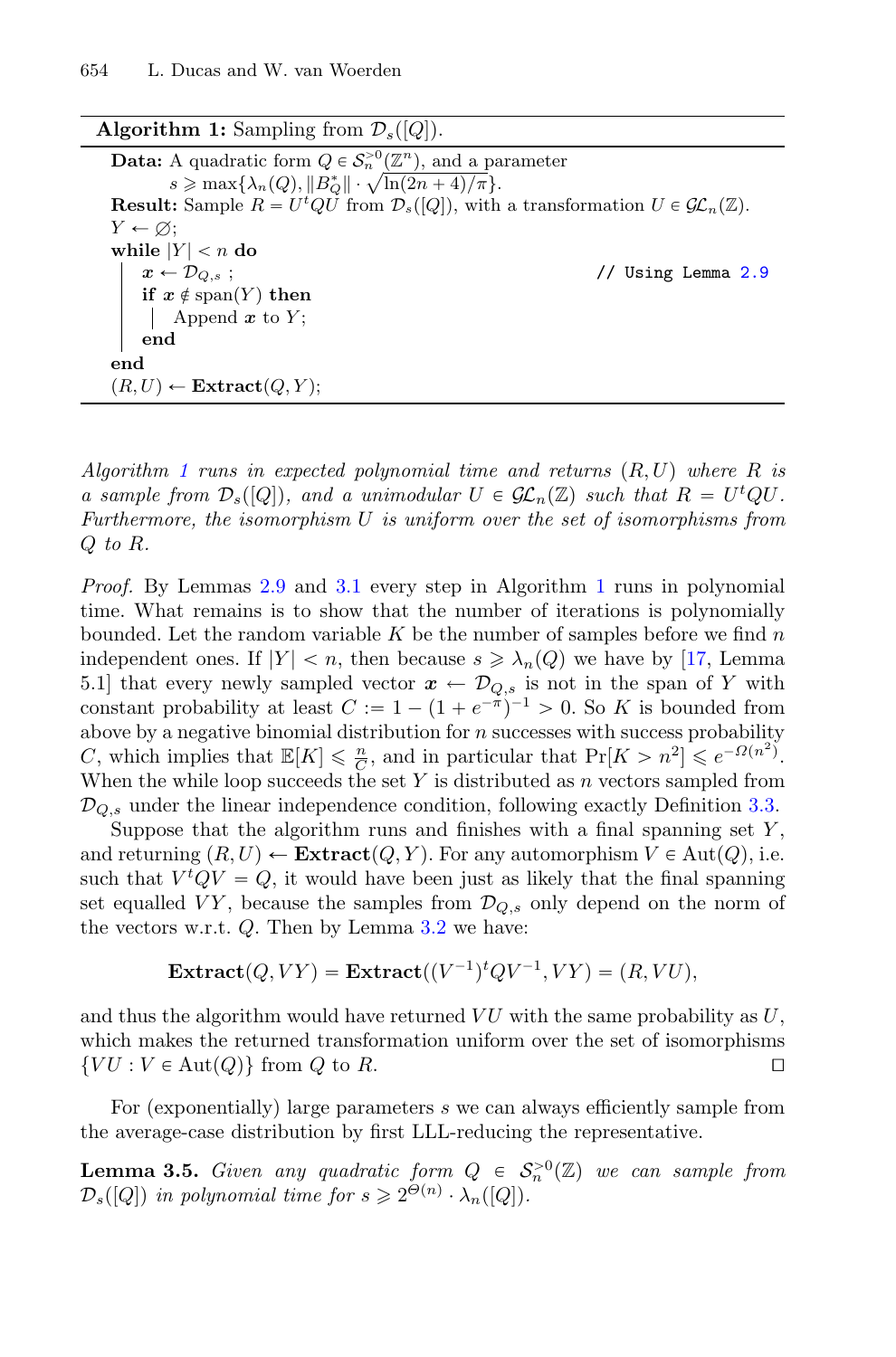**Algorithm 1:** Sampling from $\mathcal{D}_s([Q])$.

```
Data: A quadratic form Q ∈ S_n^{>0}(Z^n), and a parameter
      s ⩾ max{λ_n(Q), ‖B_Q^*‖ · sqrt(ln(2n + 4)/π)}.
Result: Sample R = U^t Q U from D_s([Q]), with a transformation U ∈ GL_n(Z).
Y ← ∅;
while |Y| < n do
    x ← D_{Q,s} ;                                   // Using Lemma 2.9
    if x ∉ span(Y) then
        Append x to Y;
    end
end
(R, U) ← Extract(Q, Y);
```

*Algorithm 1 runs in expected polynomial time and returns $(R, U)$ where $R$ is a sample from $\mathcal{D}_s([Q])$, and a unimodular $U \in \mathcal{GL}_n(\mathbb{Z})$ such that $R = U^tQU$. Furthermore, the isomorphism $U$ is uniform over the set of isomorphisms from $Q$ to $R$.*

*Proof.* By Lemmas 2.9 and 3.1 every step in Algorithm 1 runs in polynomial time. What remains is to show that the number of iterations is polynomially bounded. Let the random variable $K$ be the number of samples before we find $n$ independent ones. If $|Y| < n$, then because $s \geqslant \lambda_n(Q)$ we have by [17, Lemma 5.1] that every newly sampled vector $\boldsymbol{x} \leftarrow \mathcal{D}_{Q,s}$ is not in the span of $Y$ with constant probability at least $C := 1 - (1 + e^{-\pi})^{-1} > 0$. So $K$ is bounded from above by a negative binomial distribution for $n$ successes with success probability $C$, which implies that $\mathbb{E}[K] \leqslant \frac{n}{C}$, and in particular that $\Pr[K > n^2] \leqslant e^{-\Omega(n^2)}$. When the while loop succeeds the set $Y$ is distributed as $n$ vectors sampled from $\mathcal{D}_{Q,s}$ under the linear independence condition, following exactly Definition 3.3.

Suppose that the algorithm runs and finishes with a final spanning set $Y$, and returning $(R, U) \leftarrow \textbf{Extract}(Q, Y)$. For any automorphism $V \in \mathrm{Aut}(Q)$, i.e. such that $V^tQV = Q$, it would have been just as likely that the final spanning set equalled $VY$, because the samples from $\mathcal{D}_{Q,s}$ only depend on the norm of the vectors w.r.t. $Q$. Then by Lemma 3.2 we have:

$$\textbf{Extract}(Q, VY) = \textbf{Extract}((V^{-1})^tQV^{-1}, VY) = (R, VU),$$

and thus the algorithm would have returned $VU$ with the same probability as $U$, which makes the returned transformation uniform over the set of isomorphisms $\{VU : V \in \mathrm{Aut}(Q)\}$ from $Q$ to $R$. □

For (exponentially) large parameters $s$ we can always efficiently sample from the average-case distribution by first LLL-reducing the representative.

**Lemma 3.5.** *Given any quadratic form $Q \in \mathcal{S}_n^{>0}(\mathbb{Z})$ we can sample from $\mathcal{D}_s([Q])$ in polynomial time for $s \geqslant 2^{\Theta(n)} \cdot \lambda_n([Q])$.*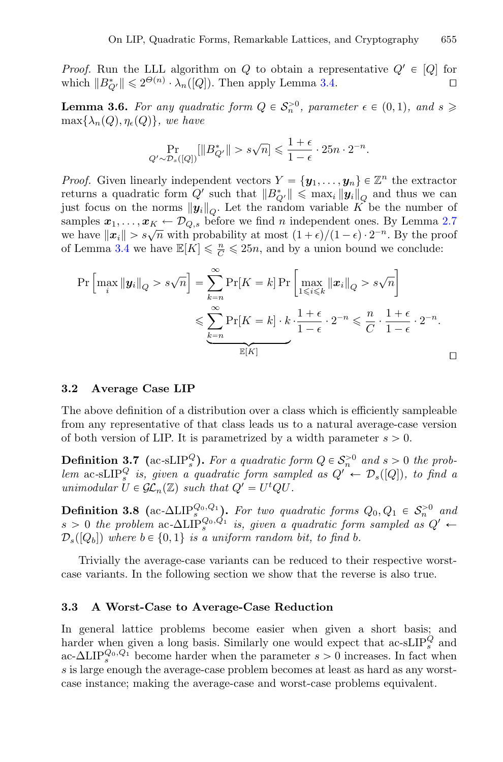*Proof.* Run the LLL algorithm on $Q$ to obtain a representative $Q' \in [Q]$ for which $\|B^*_{Q'}\| \leqslant 2^{\Theta(n)} \cdot \lambda_n([Q])$. Then apply Lemma 3.4. $\square$

**Lemma 3.6.** *For any quadratic form $Q \in \mathcal{S}_n^{>0}$, parameter $\epsilon \in (0,1)$, and $s \geqslant \max\{\lambda_n(Q), \eta_\epsilon(Q)\}$, we have*

$$\Pr_{Q' \sim \mathcal{D}_s([Q])}[\|B^*_{Q'}\| > s\sqrt{n}] \leqslant \frac{1+\epsilon}{1-\epsilon} \cdot 25n \cdot 2^{-n}.$$

*Proof.* Given linearly independent vectors $Y = \{\boldsymbol{y}_1, \ldots, \boldsymbol{y}_n\} \in \mathbb{Z}^n$ the extractor returns a quadratic form $Q'$ such that $\|B^*_{Q'}\| \leqslant \max_i \|\boldsymbol{y}_i\|_Q$ and thus we can just focus on the norms $\|\boldsymbol{y}_i\|_Q$. Let the random variable $K$ be the number of samples $\boldsymbol{x}_1, \ldots, \boldsymbol{x}_K \leftarrow \mathcal{D}_{Q,s}$ before we find $n$ independent ones. By Lemma 2.7 we have $\|\boldsymbol{x}_i\| > s\sqrt{n}$ with probability at most $(1+\epsilon)/(1-\epsilon) \cdot 2^{-n}$. By the proof of Lemma 3.4 we have $\mathbb{E}[K] \leqslant \frac{n}{C} \leqslant 25n$, and by a union bound we conclude:

$$\begin{aligned}
\Pr\left[\max_i \|\boldsymbol{y}_i\|_Q > s\sqrt{n}\right] &= \sum_{k=n}^{\infty} \Pr[K=k] \Pr\left[\max_{1 \leqslant i \leqslant k} \|\boldsymbol{x}_i\|_Q > s\sqrt{n}\right] \\
&\leqslant \underbrace{\sum_{k=n}^{\infty} \Pr[K=k] \cdot k}_{\mathbb{E}[K]} \cdot \frac{1+\epsilon}{1-\epsilon} \cdot 2^{-n} \leqslant \frac{n}{C} \cdot \frac{1+\epsilon}{1-\epsilon} \cdot 2^{-n}.
\end{aligned}$$

$\square$

### 3.2 Average Case LIP

The above definition of a distribution over a class which is efficiently sampleable from any representative of that class leads us to a natural average-case version of both version of LIP. It is parametrized by a width parameter $s > 0$.

**Definition 3.7** (ac-sLIP$_s^Q$)**.** *For a quadratic form $Q \in \mathcal{S}_n^{>0}$ and $s > 0$ the problem ac-sLIP$_s^Q$ is, given a quadratic form sampled as $Q' \leftarrow \mathcal{D}_s([Q])$, to find a unimodular $U \in \mathcal{GL}_n(\mathbb{Z})$ such that $Q' = U^t Q U$.*

**Definition 3.8** (ac-ΔLIP$_s^{Q_0,Q_1}$)**.** *For two quadratic forms $Q_0, Q_1 \in \mathcal{S}_n^{>0}$ and $s > 0$ the problem ac-ΔLIP$_s^{Q_0,Q_1}$ is, given a quadratic form sampled as $Q' \leftarrow \mathcal{D}_s([Q_b])$ where $b \in \{0,1\}$ is a uniform random bit, to find $b$.*

Trivially the average-case variants can be reduced to their respective worst-case variants. In the following section we show that the reverse is also true.

### 3.3 A Worst-Case to Average-Case Reduction

In general lattice problems become easier when given a short basis; and harder when given a long basis. Similarly one would expect that ac-sLIP$_s^Q$ and ac-ΔLIP$_s^{Q_0,Q_1}$ become harder when the parameter $s > 0$ increases. In fact when $s$ is large enough the average-case problem becomes at least as hard as any worst-case instance; making the average-case and worst-case problems equivalent.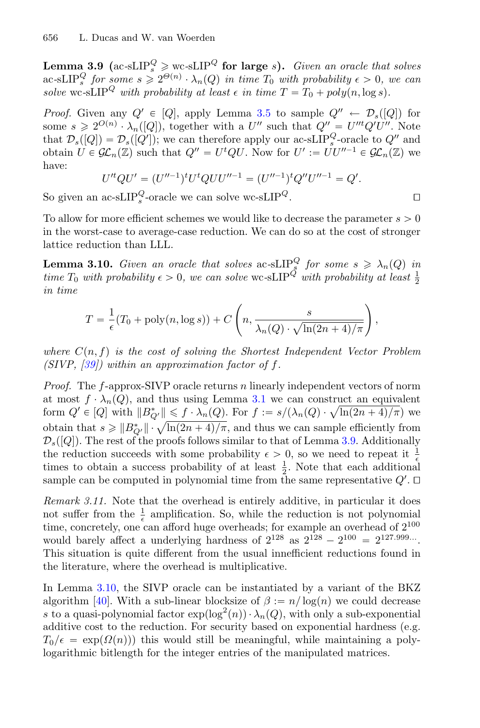**Lemma 3.9** **(ac-sLIP$_s^Q \geqslant$ wc-sLIP$^Q$ for large $s$).** *Given an oracle that solves* ac-sLIP$_s^Q$ *for some $s \geqslant 2^{\Theta(n)} \cdot \lambda_n(Q)$ in time $T_0$ with probability $\epsilon > 0$, we can solve* wc-sLIP$^Q$ *with probability at least $\epsilon$ in time $T = T_0 + poly(n, \log s)$.*

*Proof.* Given any $Q' \in [Q]$, apply Lemma 3.5 to sample $Q'' \leftarrow \mathcal{D}_s([Q])$ for some $s \geqslant 2^{O(n)} \cdot \lambda_n([Q])$, together with a $U''$ such that $Q'' = U''^t Q' U''$. Note that $\mathcal{D}_s([Q]) = \mathcal{D}_s([Q'])$; we can therefore apply our ac-sLIP$_s^Q$-oracle to $Q''$ and obtain $U \in \mathcal{GL}_n(\mathbb{Z})$ such that $Q'' = U^t Q U$. Now for $U' := U U''^{-1} \in \mathcal{GL}_n(\mathbb{Z})$ we have:

$$U'^t Q U' = (U''^{-1})^t U^t Q U U''^{-1} = (U''^{-1})^t Q'' U''^{-1} = Q'.$$

So given an ac-sLIP$_s^Q$-oracle we can solve wc-sLIP$^Q$. □

To allow for more efficient schemes we would like to decrease the parameter $s > 0$ in the worst-case to average-case reduction. We can do so at the cost of stronger lattice reduction than LLL.

**Lemma 3.10.** *Given an oracle that solves* ac-sLIP$_s^Q$ *for some $s \geqslant \lambda_n(Q)$ in time $T_0$ with probability $\epsilon > 0$, we can solve* wc-sLIP$^Q$ *with probability at least $\frac{1}{2}$ in time*

$$T = \frac{1}{\epsilon}(T_0 + \text{poly}(n, \log s)) + C\left(n, \frac{s}{\lambda_n(Q) \cdot \sqrt{\ln(2n+4)/\pi}}\right),$$

*where $C(n, f)$ is the cost of solving the Shortest Independent Vector Problem (SIVP, [39]) within an approximation factor of $f$.*

*Proof.* The $f$-approx-SIVP oracle returns $n$ linearly independent vectors of norm at most $f \cdot \lambda_n(Q)$, and thus using Lemma 3.1 we can construct an equivalent form $Q' \in [Q]$ with $\|B^*_{Q'}\| \leqslant f \cdot \lambda_n(Q)$. For $f := s/(\lambda_n(Q) \cdot \sqrt{\ln(2n+4)/\pi})$ we obtain that $s \geqslant \|B^*_{Q'}\| \cdot \sqrt{\ln(2n+4)/\pi}$, and thus we can sample efficiently from $\mathcal{D}_s([Q])$. The rest of the proofs follows similar to that of Lemma 3.9. Additionally the reduction succeeds with some probability $\epsilon > 0$, so we need to repeat it $\frac{1}{\epsilon}$ times to obtain a success probability of at least $\frac{1}{2}$. Note that each additional sample can be computed in polynomial time from the same representative $Q'$. □

*Remark 3.11.* Note that the overhead is entirely additive, in particular it does not suffer from the $\frac{1}{\epsilon}$ amplification. So, while the reduction is not polynomial time, concretely, one can afford huge overheads; for example an overhead of $2^{100}$ would barely affect a underlying hardness of $2^{128}$ as $2^{128} - 2^{100} = 2^{127.999\ldots}$. This situation is quite different from the usual innefficient reductions found in the literature, where the overhead is multiplicative.

In Lemma 3.10, the SIVP oracle can be instantiated by a variant of the BKZ algorithm [40]. With a sub-linear blocksize of $\beta := n/\log(n)$ we could decrease $s$ to a quasi-polynomial factor $\exp(\log^2(n)) \cdot \lambda_n(Q)$, with only a sub-exponential additive cost to the reduction. For security based on exponential hardness (e.g. $T_0/\epsilon = \exp(\Omega(n))$) this would still be meaningful, while maintaining a poly-logarithmic bitlength for the integer entries of the manipulated matrices.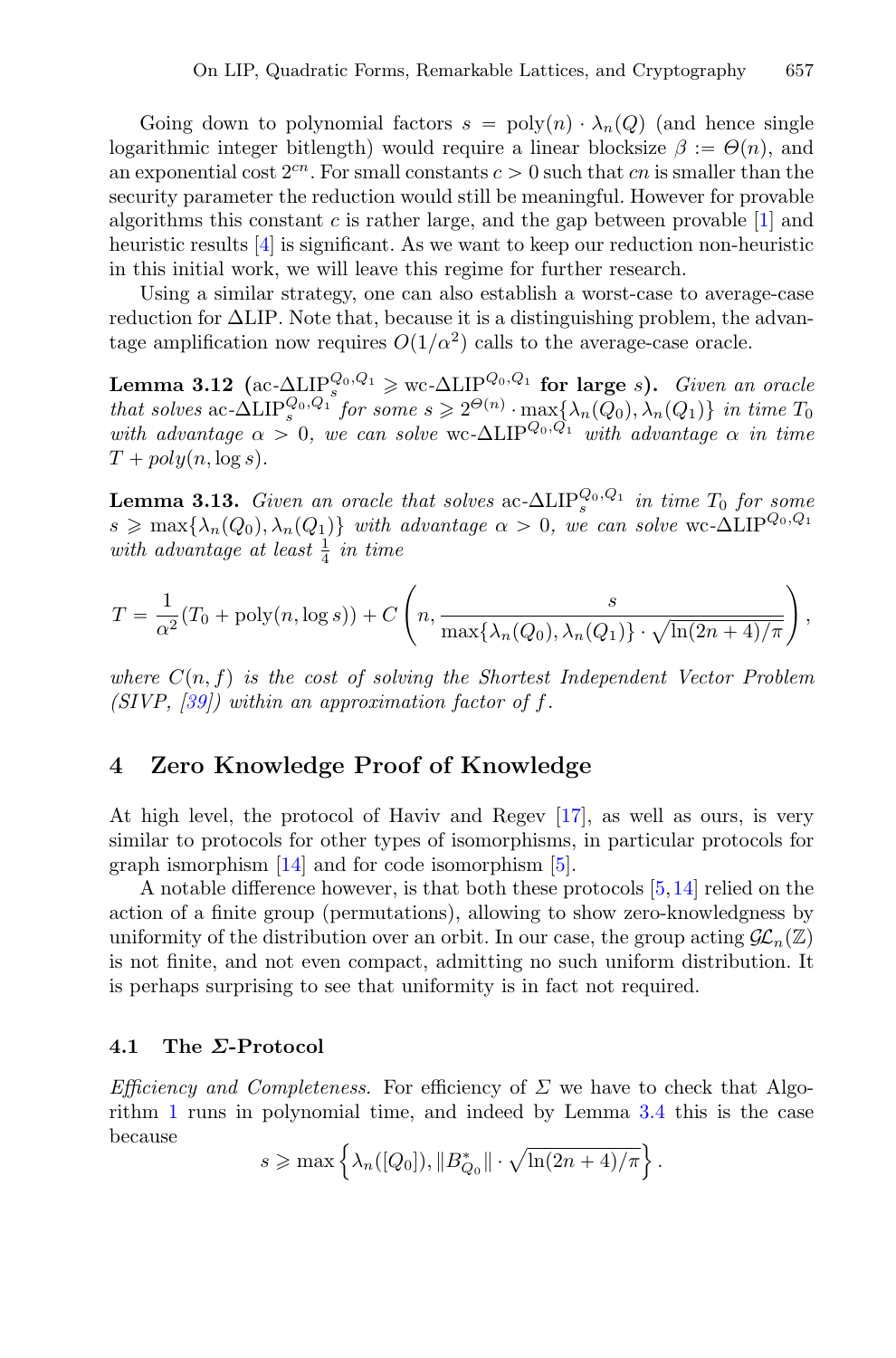Going down to polynomial factors $s = \text{poly}(n) \cdot \lambda_n(Q)$ (and hence single logarithmic integer bitlength) would require a linear blocksize $\beta := \Theta(n)$, and an exponential cost $2^{cn}$. For small constants $c > 0$ such that $cn$ is smaller than the security parameter the reduction would still be meaningful. However for provable algorithms this constant $c$ is rather large, and the gap between provable [1] and heuristic results [4] is significant. As we want to keep our reduction non-heuristic in this initial work, we will leave this regime for further research.

Using a similar strategy, one can also establish a worst-case to average-case reduction for ΔLIP. Note that, because it is a distinguishing problem, the advantage amplification now requires $O(1/\alpha^2)$ calls to the average-case oracle.

**Lemma 3.12 (ac-$\Delta\text{LIP}_s^{Q_0,Q_1} \geqslant$ wc-$\Delta\text{LIP}^{Q_0,Q_1}$ for large $s$).** *Given an oracle that solves ac-$\Delta\text{LIP}_s^{Q_0,Q_1}$ for some $s \geqslant 2^{\Theta(n)} \cdot \max\{\lambda_n(Q_0), \lambda_n(Q_1)\}$ in time $T_0$ with advantage $\alpha > 0$, we can solve wc-$\Delta\text{LIP}^{Q_0,Q_1}$ with advantage $\alpha$ in time $T + \text{poly}(n, \log s)$.*

**Lemma 3.13.** *Given an oracle that solves ac-$\Delta\text{LIP}_s^{Q_0,Q_1}$ in time $T_0$ for some $s \geqslant \max\{\lambda_n(Q_0), \lambda_n(Q_1)\}$ with advantage $\alpha > 0$, we can solve wc-$\Delta\text{LIP}^{Q_0,Q_1}$ with advantage at least $\frac{1}{4}$ in time*

$$T = \frac{1}{\alpha^2}(T_0 + \text{poly}(n, \log s)) + C\left(n, \frac{s}{\max\{\lambda_n(Q_0), \lambda_n(Q_1)\} \cdot \sqrt{\ln(2n+4)/\pi}}\right),$$

*where $C(n, f)$ is the cost of solving the Shortest Independent Vector Problem (SIVP, [39]) within an approximation factor of $f$.*

## 4 Zero Knowledge Proof of Knowledge

At high level, the protocol of Haviv and Regev [17], as well as ours, is very similar to protocols for other types of isomorphisms, in particular protocols for graph isomorphism [14] and for code isomorphism [5].

A notable difference however, is that both these protocols [5,14] relied on the action of a finite group (permutations), allowing to show zero-knowledgeness by uniformity of the distribution over an orbit. In our case, the group acting $\mathcal{GL}_n(\mathbb{Z})$ is not finite, and not even compact, admitting no such uniform distribution. It is perhaps surprising to see that uniformity is in fact not required.

### 4.1 The $\Sigma$-Protocol

*Efficiency and Completeness.* For efficiency of $\Sigma$ we have to check that Algorithm 1 runs in polynomial time, and indeed by Lemma 3.4 this is the case because

$$s \geqslant \max\left\{\lambda_n([Q_0]), \|B_{Q_0}^*\| \cdot \sqrt{\ln(2n+4)/\pi}\right\}.$$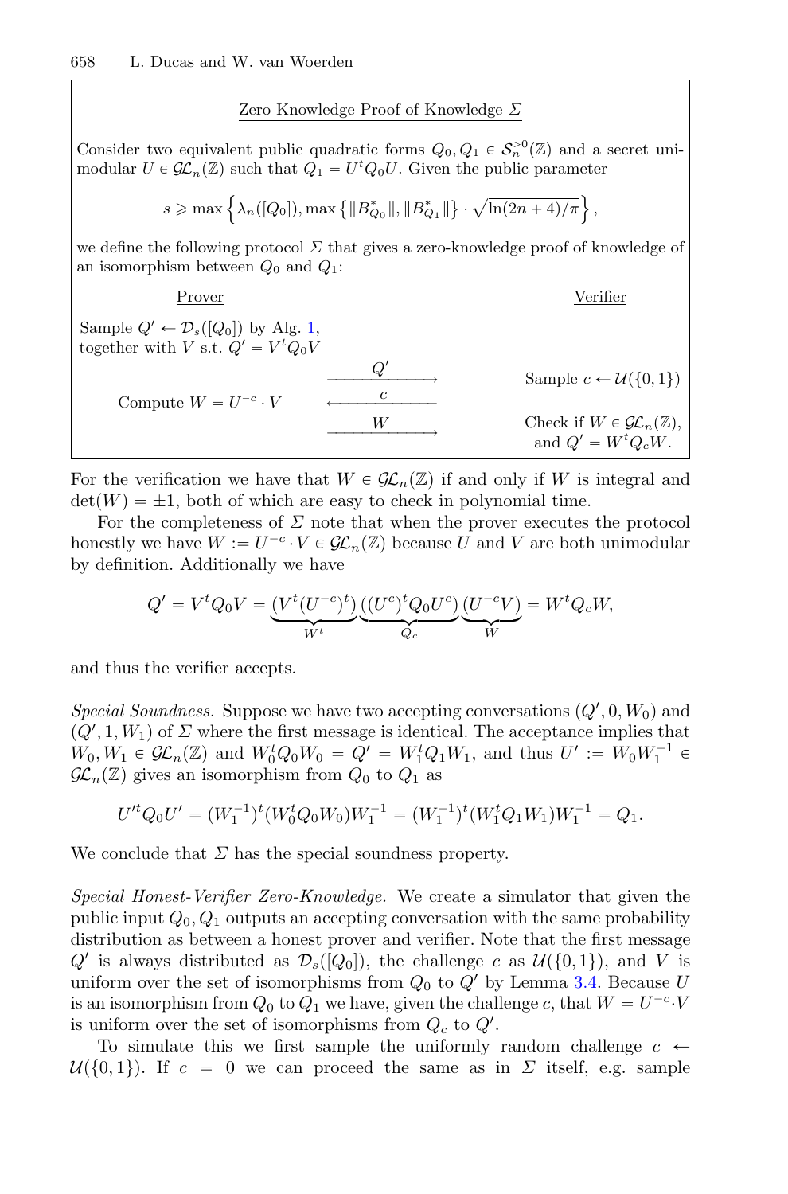Zero Knowledge Proof of Knowledge $\Sigma$

Consider two equivalent public quadratic forms $Q_0, Q_1 \in \mathcal{S}_n^{>0}(\mathbb{Z})$ and a secret unimodular $U \in \mathcal{GL}_n(\mathbb{Z})$ such that $Q_1 = U^t Q_0 U$. Given the public parameter

$$s \geqslant \max\left\{\lambda_n([Q_0]), \max\left\{\|B^*_{Q_0}\|, \|B^*_{Q_1}\|\right\} \cdot \sqrt{\ln(2n+4)/\pi}\right\},$$

we define the following protocol $\Sigma$ that gives a zero-knowledge proof of knowledge of an isomorphism between $Q_0$ and $Q_1$:

| Prover | | Verifier |
|---|---|---|
| Sample $Q' \leftarrow \mathcal{D}_s([Q_0])$ by Alg. 1, together with $V$ s.t. $Q' = V^t Q_0 V$ | | |
| | $\xrightarrow{\quad Q' \quad}$ | Sample $c \leftarrow \mathcal{U}(\{0,1\})$ |
| Compute $W = U^{-c} \cdot V$ | $\xleftarrow{\quad c \quad}$ | |
| | $\xrightarrow{\quad W \quad}$ | Check if $W \in \mathcal{GL}_n(\mathbb{Z})$, and $Q' = W^t Q_c W$. |

For the verification we have that $W \in \mathcal{GL}_n(\mathbb{Z})$ if and only if $W$ is integral and $\det(W) = \pm 1$, both of which are easy to check in polynomial time.

For the completeness of $\Sigma$ note that when the prover executes the protocol honestly we have $W := U^{-c} \cdot V \in \mathcal{GL}_n(\mathbb{Z})$ because $U$ and $V$ are both unimodular by definition. Additionally we have

$$Q' = V^t Q_0 V = \underbrace{(V^t (U^{-c})^t)}_{W^t} \underbrace{((U^c)^t Q_0 U^c)}_{Q_c} \underbrace{(U^{-c} V)}_{W} = W^t Q_c W,$$

and thus the verifier accepts.

*Special Soundness.* Suppose we have two accepting conversations $(Q', 0, W_0)$ and $(Q', 1, W_1)$ of $\Sigma$ where the first message is identical. The acceptance implies that $W_0, W_1 \in \mathcal{GL}_n(\mathbb{Z})$ and $W_0^t Q_0 W_0 = Q' = W_1^t Q_1 W_1$, and thus $U' := W_0 W_1^{-1} \in \mathcal{GL}_n(\mathbb{Z})$ gives an isomorphism from $Q_0$ to $Q_1$ as

$$U'^t Q_0 U' = (W_1^{-1})^t (W_0^t Q_0 W_0) W_1^{-1} = (W_1^{-1})^t (W_1^t Q_1 W_1) W_1^{-1} = Q_1.$$

We conclude that $\Sigma$ has the special soundness property.

*Special Honest-Verifier Zero-Knowledge.* We create a simulator that given the public input $Q_0, Q_1$ outputs an accepting conversation with the same probability distribution as between a honest prover and verifier. Note that the first message $Q'$ is always distributed as $\mathcal{D}_s([Q_0])$, the challenge $c$ as $\mathcal{U}(\{0,1\})$, and $V$ is uniform over the set of isomorphisms from $Q_0$ to $Q'$ by Lemma 3.4. Because $U$ is an isomorphism from $Q_0$ to $Q_1$ we have, given the challenge $c$, that $W = U^{-c} \cdot V$ is uniform over the set of isomorphisms from $Q_c$ to $Q'$.

To simulate this we first sample the uniformly random challenge $c \leftarrow \mathcal{U}(\{0,1\})$. If $c = 0$ we can proceed the same as in $\Sigma$ itself, e.g. sample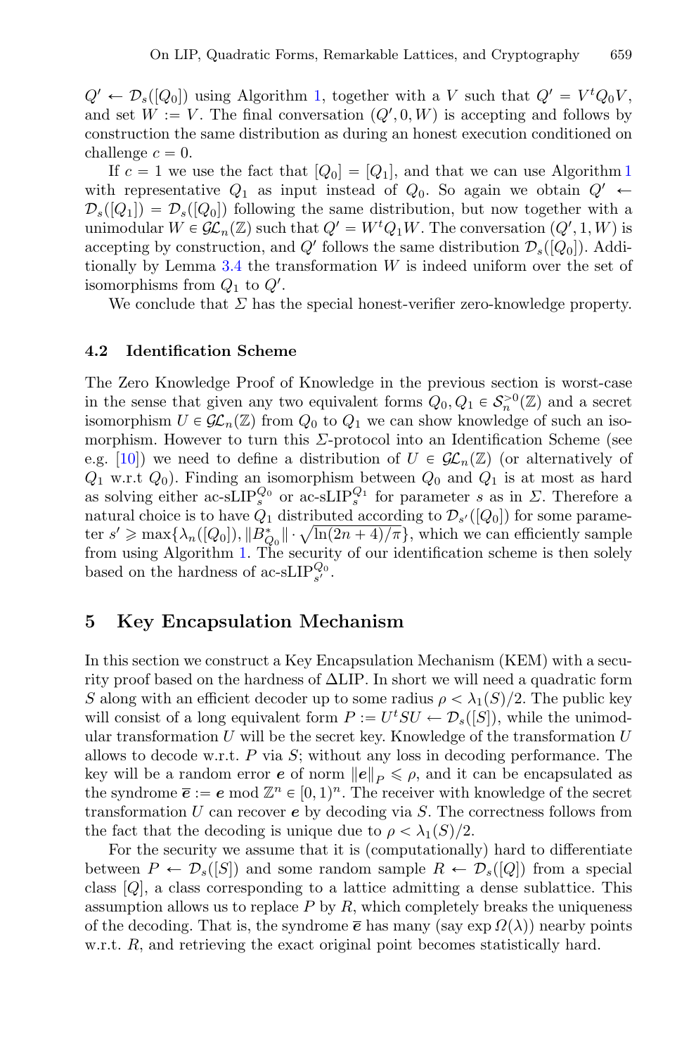$Q' \leftarrow \mathcal{D}_s([Q_0])$ using Algorithm 1, together with a $V$ such that $Q' = V^t Q_0 V$, and set $W := V$. The final conversation $(Q', 0, W)$ is accepting and follows by construction the same distribution as during an honest execution conditioned on challenge $c = 0$.

If $c = 1$ we use the fact that $[Q_0] = [Q_1]$, and that we can use Algorithm 1 with representative $Q_1$ as input instead of $Q_0$. So again we obtain $Q' \leftarrow \mathcal{D}_s([Q_1]) = \mathcal{D}_s([Q_0])$ following the same distribution, but now together with a unimodular $W \in \mathcal{GL}_n(\mathbb{Z})$ such that $Q' = W^t Q_1 W$. The conversation $(Q', 1, W)$ is accepting by construction, and $Q'$ follows the same distribution $\mathcal{D}_s([Q_0])$. Additionally by Lemma 3.4 the transformation $W$ is indeed uniform over the set of isomorphisms from $Q_1$ to $Q'$.

We conclude that $\Sigma$ has the special honest-verifier zero-knowledge property.

### 4.2 Identification Scheme

The Zero Knowledge Proof of Knowledge in the previous section is worst-case in the sense that given any two equivalent forms $Q_0, Q_1 \in \mathcal{S}_n^{>0}(\mathbb{Z})$ and a secret isomorphism $U \in \mathcal{GL}_n(\mathbb{Z})$ from $Q_0$ to $Q_1$ we can show knowledge of such an isomorphism. However to turn this $\Sigma$-protocol into an Identification Scheme (see e.g. [10]) we need to define a distribution of $U \in \mathcal{GL}_n(\mathbb{Z})$ (or alternatively of $Q_1$ w.r.t $Q_0$). Finding an isomorphism between $Q_0$ and $Q_1$ is at most as hard as solving either ac-sLIP$_s^{Q_0}$ or ac-sLIP$_s^{Q_1}$ for parameter $s$ as in $\Sigma$. Therefore a natural choice is to have $Q_1$ distributed according to $\mathcal{D}_{s'}([Q_0])$ for some parameter $s' \geqslant \max\{\lambda_n([Q_0]), \|B_{Q_0}^*\| \cdot \sqrt{\ln(2n+4)/\pi}\}$, which we can efficiently sample from using Algorithm 1. The security of our identification scheme is then solely based on the hardness of ac-sLIP$_{s'}^{Q_0}$.

## 5 Key Encapsulation Mechanism

In this section we construct a Key Encapsulation Mechanism (KEM) with a security proof based on the hardness of ΔLIP. In short we will need a quadratic form $S$ along with an efficient decoder up to some radius $\rho < \lambda_1(S)/2$. The public key will consist of a long equivalent form $P := U^t S U \leftarrow \mathcal{D}_s([S])$, while the unimodular transformation $U$ will be the secret key. Knowledge of the transformation $U$ allows to decode w.r.t. $P$ via $S$; without any loss in decoding performance. The key will be a random error $\boldsymbol{e}$ of norm $\|\boldsymbol{e}\|_P \leqslant \rho$, and it can be encapsulated as the syndrome $\overline{\boldsymbol{e}} := \boldsymbol{e} \bmod \mathbb{Z}^n \in [0,1)^n$. The receiver with knowledge of the secret transformation $U$ can recover $\boldsymbol{e}$ by decoding via $S$. The correctness follows from the fact that the decoding is unique due to $\rho < \lambda_1(S)/2$.

For the security we assume that it is (computationally) hard to differentiate between $P \leftarrow \mathcal{D}_s([S])$ and some random sample $R \leftarrow \mathcal{D}_s([Q])$ from a special class $[Q]$, a class corresponding to a lattice admitting a dense sublattice. This assumption allows us to replace $P$ by $R$, which completely breaks the uniqueness of the decoding. That is, the syndrome $\overline{\boldsymbol{e}}$ has many (say $\exp \Omega(\lambda)$) nearby points w.r.t. $R$, and retrieving the exact original point becomes statistically hard.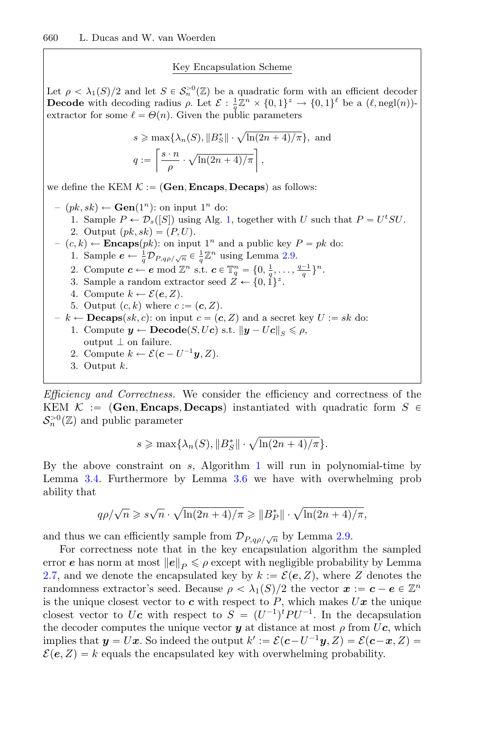**Key Encapsulation Scheme**

Let $\rho < \lambda_1(S)/2$ and let $S \in \mathcal{S}_n^{>0}(\mathbb{Z})$ be a quadratic form with an efficient decoder **Decode** with decoding radius $\rho$. Let $\mathcal{E} : \frac{1}{q}\mathbb{Z}^n \times \{0,1\}^z \to \{0,1\}^\ell$ be a $(\ell, \text{negl}(n))$-extractor for some $\ell = \Theta(n)$. Given the public parameters

$$s \geqslant \max\{\lambda_n(S), \|B_S^*\| \cdot \sqrt{\ln(2n+4)/\pi}\}, \text{ and}$$

$$q := \left\lceil \frac{s \cdot n}{\rho} \cdot \sqrt{\ln(2n+4)/\pi} \right\rceil,$$

we define the KEM $\mathcal{K} := (\mathbf{Gen}, \mathbf{Encaps}, \mathbf{Decaps})$ as follows:

- $(pk, sk) \leftarrow \mathbf{Gen}(1^n)$: on input $1^n$ do:
  1. Sample $P \leftarrow \mathcal{D}_s([S])$ using Alg. 1, together with $U$ such that $P = U^t S U$.
  2. Output $(pk, sk) = (P, U)$.
- $(c, k) \leftarrow \mathbf{Encaps}(pk)$: on input $1^n$ and a public key $P = pk$ do:
  1. Sample $\boldsymbol{e} \leftarrow \frac{1}{q}\mathcal{D}_{P, q\rho/\sqrt{n}} \in \frac{1}{q}\mathbb{Z}^n$ using Lemma 2.9.
  2. Compute $\boldsymbol{c} \leftarrow \boldsymbol{e} \bmod \mathbb{Z}^n$ s.t. $\boldsymbol{c} \in \mathbb{T}_q^n = \{0, \frac{1}{q}, \ldots, \frac{q-1}{q}\}^n$.
  3. Sample a random extractor seed $Z \leftarrow \{0,1\}^z$.
  4. Compute $k \leftarrow \mathcal{E}(\boldsymbol{e}, Z)$.
  5. Output $(c, k)$ where $c := (\boldsymbol{c}, Z)$.
- $k \leftarrow \mathbf{Decaps}(sk, c)$: on input $c = (\boldsymbol{c}, Z)$ and a secret key $U := sk$ do:
  1. Compute $\boldsymbol{y} \leftarrow \mathbf{Decode}(S, U\boldsymbol{c})$ s.t. $\|\boldsymbol{y} - U\boldsymbol{c}\|_S \leqslant \rho$, output $\perp$ on failure.
  2. Compute $k \leftarrow \mathcal{E}(\boldsymbol{c} - U^{-1}\boldsymbol{y}, Z)$.
  3. Output $k$.

*Efficiency and Correctness.* We consider the efficiency and correctness of the KEM $\mathcal{K} := (\mathbf{Gen}, \mathbf{Encaps}, \mathbf{Decaps})$ instantiated with quadratic form $S \in \mathcal{S}_n^{>0}(\mathbb{Z})$ and public parameter

$$s \geqslant \max\{\lambda_n(S), \|B_S^*\| \cdot \sqrt{\ln(2n+4)/\pi}\}.$$

By the above constraint on $s$, Algorithm 1 will run in polynomial-time by Lemma 3.4. Furthermore by Lemma 3.6 we have with overwhelming prob ability that

$$q\rho/\sqrt{n} \geqslant s\sqrt{n} \cdot \sqrt{\ln(2n+4)/\pi} \geqslant \|B_P^*\| \cdot \sqrt{\ln(2n+4)/\pi},$$

and thus we can efficiently sample from $\mathcal{D}_{P, q\rho/\sqrt{n}}$ by Lemma 2.9.

For correctness note that in the key encapsulation algorithm the sampled error $\boldsymbol{e}$ has norm at most $\|\boldsymbol{e}\|_P \leqslant \rho$ except with negligible probability by Lemma 2.7, and we denote the encapsulated key by $k := \mathcal{E}(\boldsymbol{e}, Z)$, where $Z$ denotes the randomness extractor's seed. Because $\rho < \lambda_1(S)/2$ the vector $\boldsymbol{x} := \boldsymbol{c} - \boldsymbol{e} \in \mathbb{Z}^n$ is the unique closest vector to $\boldsymbol{c}$ with respect to $P$, which makes $U\boldsymbol{x}$ the unique closest vector to $U\boldsymbol{c}$ with respect to $S = (U^{-1})^t P U^{-1}$. In the decapsulation the decoder computes the unique vector $\boldsymbol{y}$ at distance at most $\rho$ from $U\boldsymbol{c}$, which implies that $\boldsymbol{y} = U\boldsymbol{x}$. So indeed the output $k' := \mathcal{E}(\boldsymbol{c} - U^{-1}\boldsymbol{y}, Z) = \mathcal{E}(\boldsymbol{c} - \boldsymbol{x}, Z) = \mathcal{E}(\boldsymbol{e}, Z) = k$ equals the encapsulated key with overwhelming probability.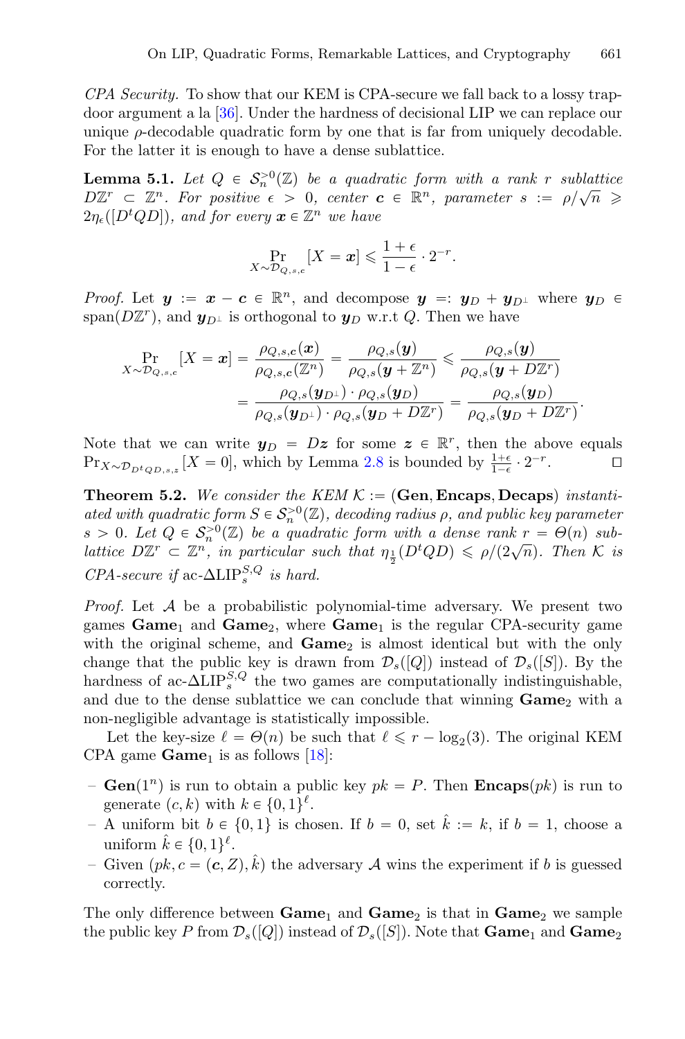*CPA Security.* To show that our KEM is CPA-secure we fall back to a lossy trapdoor argument a la [36]. Under the hardness of decisional LIP we can replace our unique $\rho$-decodable quadratic form by one that is far from uniquely decodable. For the latter it is enough to have a dense sublattice.

**Lemma 5.1.** *Let $Q \in \mathcal{S}_n^{>0}(\mathbb{Z})$ be a quadratic form with a rank $r$ sublattice $D\mathbb{Z}^r \subset \mathbb{Z}^n$. For positive $\epsilon > 0$, center $\boldsymbol{c} \in \mathbb{R}^n$, parameter $s := \rho/\sqrt{n} \geqslant 2\eta_\epsilon([D^tQD])$, and for every $\boldsymbol{x} \in \mathbb{Z}^n$ we have*

$$\Pr_{X \sim \mathcal{D}_{Q,s,c}}[X = \boldsymbol{x}] \leqslant \frac{1+\epsilon}{1-\epsilon} \cdot 2^{-r}.$$

*Proof.* Let $\boldsymbol{y} := \boldsymbol{x} - \boldsymbol{c} \in \mathbb{R}^n$, and decompose $\boldsymbol{y} =: \boldsymbol{y}_D + \boldsymbol{y}_{D^\perp}$ where $\boldsymbol{y}_D \in \text{span}(D\mathbb{Z}^r)$, and $\boldsymbol{y}_{D^\perp}$ is orthogonal to $\boldsymbol{y}_D$ w.r.t $Q$. Then we have

$$\begin{aligned}
\Pr_{X \sim \mathcal{D}_{Q,s,c}}[X = \boldsymbol{x}] &= \frac{\rho_{Q,s,\boldsymbol{c}}(\boldsymbol{x})}{\rho_{Q,s,\boldsymbol{c}}(\mathbb{Z}^n)} = \frac{\rho_{Q,s}(\boldsymbol{y})}{\rho_{Q,s}(\boldsymbol{y}+\mathbb{Z}^n)} \leqslant \frac{\rho_{Q,s}(\boldsymbol{y})}{\rho_{Q,s}(\boldsymbol{y}+D\mathbb{Z}^r)} \\
&= \frac{\rho_{Q,s}(\boldsymbol{y}_{D^\perp}) \cdot \rho_{Q,s}(\boldsymbol{y}_D)}{\rho_{Q,s}(\boldsymbol{y}_{D^\perp}) \cdot \rho_{Q,s}(\boldsymbol{y}_D + D\mathbb{Z}^r)} = \frac{\rho_{Q,s}(\boldsymbol{y}_D)}{\rho_{Q,s}(\boldsymbol{y}_D + D\mathbb{Z}^r)}.
\end{aligned}$$

Note that we can write $\boldsymbol{y}_D = D\boldsymbol{z}$ for some $\boldsymbol{z} \in \mathbb{R}^r$, then the above equals $\Pr_{X \sim \mathcal{D}_{D^tQD,s,z}}[X = 0]$, which by Lemma 2.8 is bounded by $\frac{1+\epsilon}{1-\epsilon} \cdot 2^{-r}$. $\square$

**Theorem 5.2.** *We consider the KEM $\mathcal{K} :=$ (**Gen**, **Encaps**, **Decaps**) instantiated with quadratic form $S \in \mathcal{S}_n^{>0}(\mathbb{Z})$, decoding radius $\rho$, and public key parameter $s > 0$. Let $Q \in \mathcal{S}_n^{>0}(\mathbb{Z})$ be a quadratic form with a dense rank $r = \Theta(n)$ sublattice $D\mathbb{Z}^r \subset \mathbb{Z}^n$, in particular such that $\eta_{\frac{1}{2}}(D^tQD) \leqslant \rho/(2\sqrt{n})$. Then $\mathcal{K}$ is CPA-secure if ac-$\Delta\text{LIP}_s^{S,Q}$ is hard.*

*Proof.* Let $\mathcal{A}$ be a probabilistic polynomial-time adversary. We present two games $\textbf{Game}_1$ and $\textbf{Game}_2$, where $\textbf{Game}_1$ is the regular CPA-security game with the original scheme, and $\textbf{Game}_2$ is almost identical but with the only change that the public key is drawn from $\mathcal{D}_s([Q])$ instead of $\mathcal{D}_s([S])$. By the hardness of ac-$\Delta\text{LIP}_s^{S,Q}$ the two games are computationally indistinguishable, and due to the dense sublattice we can conclude that winning $\textbf{Game}_2$ with a non-negligible advantage is statistically impossible.

Let the key-size $\ell = \Theta(n)$ be such that $\ell \leqslant r - \log_2(3)$. The original KEM CPA game $\textbf{Game}_1$ is as follows [18]:

- $\textbf{Gen}(1^n)$ is run to obtain a public key $pk = P$. Then $\textbf{Encaps}(pk)$ is run to generate $(c, k)$ with $k \in \{0,1\}^\ell$.
- A uniform bit $b \in \{0,1\}$ is chosen. If $b = 0$, set $\hat{k} := k$, if $b = 1$, choose a uniform $\hat{k} \in \{0,1\}^\ell$.
- Given $(pk, c = (\boldsymbol{c}, Z), \hat{k})$ the adversary $\mathcal{A}$ wins the experiment if $b$ is guessed correctly.

The only difference between $\textbf{Game}_1$ and $\textbf{Game}_2$ is that in $\textbf{Game}_2$ we sample the public key $P$ from $\mathcal{D}_s([Q])$ instead of $\mathcal{D}_s([S])$. Note that $\textbf{Game}_1$ and $\textbf{Game}_2$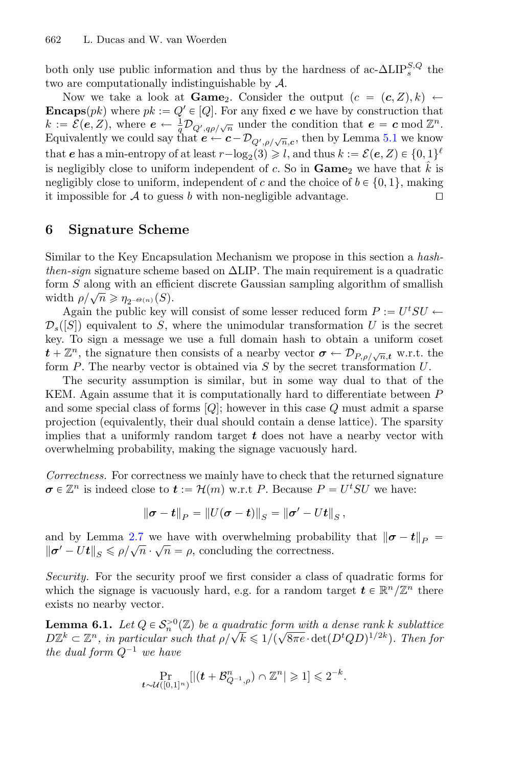both only use public information and thus by the hardness of ac-$\Delta\text{LIP}_s^{S,Q}$ the two are computationally indistinguishable by $\mathcal{A}$.

Now we take a look at **Game**$_2$. Consider the output $(c = (\boldsymbol{c}, Z), k) \leftarrow$ **Encaps**$(pk)$ where $pk := Q' \in [Q]$. For any fixed $\boldsymbol{c}$ we have by construction that $k := \mathcal{E}(\boldsymbol{e}, Z)$, where $\boldsymbol{e} \leftarrow \frac{1}{q}\mathcal{D}_{Q', q\rho/\sqrt{n}}$ under the condition that $\boldsymbol{e} = \boldsymbol{c} \bmod \mathbb{Z}^n$. Equivalently we could say that $\boldsymbol{e} \leftarrow \boldsymbol{c} - \mathcal{D}_{Q',\rho/\sqrt{n},\boldsymbol{c}}$, then by Lemma 5.1 we know that $\boldsymbol{e}$ has a min-entropy of at least $r - \log_2(3) \geqslant l$, and thus $k := \mathcal{E}(\boldsymbol{e}, Z) \in \{0,1\}^\ell$ is negligibly close to uniform independent of $c$. So in **Game**$_2$ we have that $\hat{k}$ is negligibly close to uniform, independent of $c$ and the choice of $b \in \{0,1\}$, making it impossible for $\mathcal{A}$ to guess $b$ with non-negligible advantage. $\square$

## 6 Signature Scheme

Similar to the Key Encapsulation Mechanism we propose in this section a *hash-then-sign* signature scheme based on ΔLIP. The main requirement is a quadratic form $S$ along with an efficient discrete Gaussian sampling algorithm of smallish width $\rho/\sqrt{n} \geqslant \eta_{2^{-\Theta(n)}}(S)$.

Again the public key will consist of some lesser reduced form $P := U^t S U \leftarrow \mathcal{D}_s([S])$ equivalent to $S$, where the unimodular transformation $U$ is the secret key. To sign a message we use a full domain hash to obtain a uniform coset $\boldsymbol{t} + \mathbb{Z}^n$, the signature then consists of a nearby vector $\boldsymbol{\sigma} \leftarrow \mathcal{D}_{P,\rho/\sqrt{n},\boldsymbol{t}}$ w.r.t. the form $P$. The nearby vector is obtained via $S$ by the secret transformation $U$.

The security assumption is similar, but in some way dual to that of the KEM. Again assume that it is computationally hard to differentiate between $P$ and some special class of forms $[Q]$; however in this case $Q$ must admit a sparse projection (equivalently, their dual should contain a dense lattice). The sparsity implies that a uniformly random target $\boldsymbol{t}$ does not have a nearby vector with overwhelming probability, making the signage vacuously hard.

*Correctness.* For correctness we mainly have to check that the returned signature $\boldsymbol{\sigma} \in \mathbb{Z}^n$ is indeed close to $\boldsymbol{t} := \mathcal{H}(m)$ w.r.t $P$. Because $P = U^t S U$ we have:

$$\|\boldsymbol{\sigma} - \boldsymbol{t}\|_P = \|U(\boldsymbol{\sigma} - \boldsymbol{t})\|_S = \|\boldsymbol{\sigma}' - U\boldsymbol{t}\|_S,$$

and by Lemma 2.7 we have with overwhelming probability that $\|\boldsymbol{\sigma} - \boldsymbol{t}\|_P = \|\boldsymbol{\sigma}' - U\boldsymbol{t}\|_S \leqslant \rho/\sqrt{n} \cdot \sqrt{n} = \rho$, concluding the correctness.

*Security.* For the security proof we first consider a class of quadratic forms for which the signage is vacuously hard, e.g. for a random target $\boldsymbol{t} \in \mathbb{R}^n/\mathbb{Z}^n$ there exists no nearby vector.

**Lemma 6.1.** *Let $Q \in \mathcal{S}_n^{>0}(\mathbb{Z})$ be a quadratic form with a dense rank $k$ sublattice $D\mathbb{Z}^k \subset \mathbb{Z}^n$, in particular such that $\rho/\sqrt{k} \leqslant 1/(\sqrt{8\pi e} \cdot \det(D^t Q D)^{1/2k})$. Then for the dual form $Q^{-1}$ we have*

$$\Pr_{\boldsymbol{t} \sim \mathcal{U}([0,1]^n)}[|(\boldsymbol{t} + \mathcal{B}^n_{Q^{-1},\rho}) \cap \mathbb{Z}^n| \geqslant 1] \leqslant 2^{-k}.$$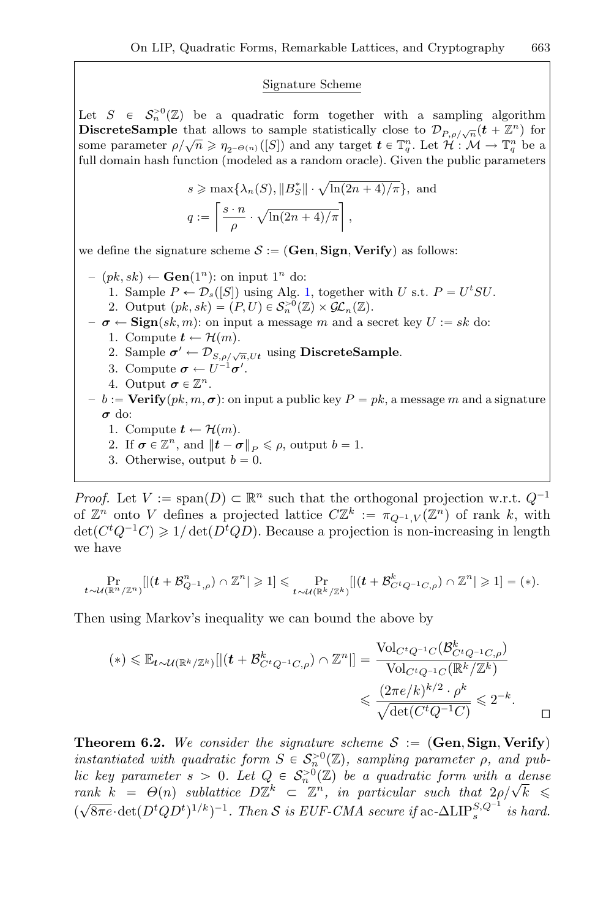Signature Scheme

Let $S \in \mathcal{S}_n^{>0}(\mathbb{Z})$ be a quadratic form together with a sampling algorithm **DiscreteSample** that allows to sample statistically close to $\mathcal{D}_{P,\rho/\sqrt{n}}(\boldsymbol{t} + \mathbb{Z}^n)$ for some parameter $\rho/\sqrt{n} \geqslant \eta_{2^{-\Theta(n)}}([S])$ and any target $\boldsymbol{t} \in \mathbb{T}_q^n$. Let $\mathcal{H} : \mathcal{M} \to \mathbb{T}_q^n$ be a full domain hash function (modeled as a random oracle). Given the public parameters

$$s \geqslant \max\{\lambda_n(S), \|B_S^*\| \cdot \sqrt{\ln(2n+4)/\pi}\}, \text{ and}$$
$$q := \left\lceil \frac{s \cdot n}{\rho} \cdot \sqrt{\ln(2n+4)/\pi} \right\rceil,$$

we define the signature scheme $\mathcal{S} := (\mathbf{Gen}, \mathbf{Sign}, \mathbf{Verify})$ as follows:

- $(pk, sk) \leftarrow \mathbf{Gen}(1^n)$: on input $1^n$ do:
  1. Sample $P \leftarrow \mathcal{D}_s([S])$ using Alg. 1, together with $U$ s.t. $P = U^t S U$.
  2. Output $(pk, sk) = (P, U) \in \mathcal{S}_n^{>0}(\mathbb{Z}) \times \mathcal{GL}_n(\mathbb{Z})$.
- $\boldsymbol{\sigma} \leftarrow \mathbf{Sign}(sk, m)$: on input a message $m$ and a secret key $U := sk$ do:
  1. Compute $\boldsymbol{t} \leftarrow \mathcal{H}(m)$.
  2. Sample $\boldsymbol{\sigma'} \leftarrow \mathcal{D}_{S,\rho/\sqrt{n},U\boldsymbol{t}}$ using **DiscreteSample**.
  3. Compute $\boldsymbol{\sigma} \leftarrow U^{-1}\boldsymbol{\sigma'}$.
  4. Output $\boldsymbol{\sigma} \in \mathbb{Z}^n$.
- $b := \mathbf{Verify}(pk, m, \boldsymbol{\sigma})$: on input a public key $P = pk$, a message $m$ and a signature $\boldsymbol{\sigma}$ do:
  1. Compute $\boldsymbol{t} \leftarrow \mathcal{H}(m)$.
  2. If $\boldsymbol{\sigma} \in \mathbb{Z}^n$, and $\|\boldsymbol{t} - \boldsymbol{\sigma}\|_P \leqslant \rho$, output $b = 1$.
  3. Otherwise, output $b = 0$.

*Proof.* Let $V := \mathrm{span}(D) \subset \mathbb{R}^n$ such that the orthogonal projection w.r.t. $Q^{-1}$ of $\mathbb{Z}^n$ onto $V$ defines a projected lattice $C\mathbb{Z}^k := \pi_{Q^{-1},V}(\mathbb{Z}^n)$ of rank $k$, with $\det(C^t Q^{-1} C) \geqslant 1/\det(D^t Q D)$. Because a projection is non-increasing in length we have

$$\Pr_{\boldsymbol{t}\sim\mathcal{U}(\mathbb{R}^n/\mathbb{Z}^n)}[|(\boldsymbol{t} + \mathcal{B}^n_{Q^{-1},\rho}) \cap \mathbb{Z}^n| \geqslant 1] \leqslant \Pr_{\boldsymbol{t}\sim\mathcal{U}(\mathbb{R}^k/\mathbb{Z}^k)}[|(\boldsymbol{t} + \mathcal{B}^k_{C^tQ^{-1}C,\rho}) \cap \mathbb{Z}^n| \geqslant 1] = (*).$$

Then using Markov's inequality we can bound the above by

$$(*) \leqslant \mathbb{E}_{\boldsymbol{t}\sim\mathcal{U}(\mathbb{R}^k/\mathbb{Z}^k)}[|(\boldsymbol{t} + \mathcal{B}^k_{C^tQ^{-1}C,\rho}) \cap \mathbb{Z}^n|] = \frac{\mathrm{Vol}_{C^tQ^{-1}C}(\mathcal{B}^k_{C^tQ^{-1}C,\rho})}{\mathrm{Vol}_{C^tQ^{-1}C}(\mathbb{R}^k/\mathbb{Z}^k)} \leqslant \frac{(2\pi e/k)^{k/2} \cdot \rho^k}{\sqrt{\det(C^tQ^{-1}C)}} \leqslant 2^{-k}.$$

$\square$

**Theorem 6.2.** *We consider the signature scheme $\mathcal{S} := (\mathbf{Gen}, \mathbf{Sign}, \mathbf{Verify})$ instantiated with quadratic form $S \in \mathcal{S}_n^{>0}(\mathbb{Z})$, sampling parameter $\rho$, and public key parameter $s > 0$. Let $Q \in \mathcal{S}_n^{>0}(\mathbb{Z})$ be a quadratic form with a dense rank $k = \Theta(n)$ sublattice $D\mathbb{Z}^k \subset \mathbb{Z}^n$, in particular such that $2\rho/\sqrt{k} \leqslant (\sqrt{8\pi e} \cdot \det(D^tQD^t)^{1/k})^{-1}$. Then $\mathcal{S}$ is EUF-CMA secure if* ac-$\Delta$LIP$_s^{S,Q^{-1}}$ *is hard.*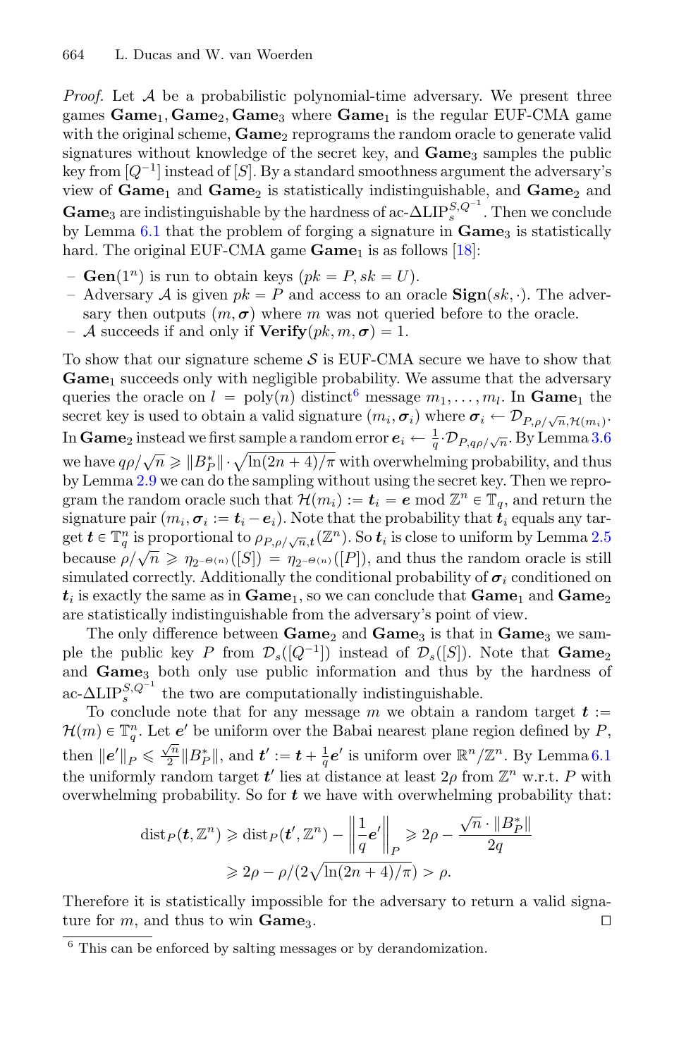*Proof.* Let $\mathcal{A}$ be a probabilistic polynomial-time adversary. We present three games $\mathbf{Game}_1, \mathbf{Game}_2, \mathbf{Game}_3$ where $\mathbf{Game}_1$ is the regular EUF-CMA game with the original scheme, $\mathbf{Game}_2$ reprograms the random oracle to generate valid signatures without knowledge of the secret key, and $\mathbf{Game}_3$ samples the public key from $[Q^{-1}]$ instead of $[S]$. By a standard smoothness argument the adversary's view of $\mathbf{Game}_1$ and $\mathbf{Game}_2$ is statistically indistinguishable, and $\mathbf{Game}_2$ and $\mathbf{Game}_3$ are indistinguishable by the hardness of ac-$\Delta\text{LIP}_s^{S,Q^{-1}}$. Then we conclude by Lemma 6.1 that the problem of forging a signature in $\mathbf{Game}_3$ is statistically hard. The original EUF-CMA game $\mathbf{Game}_1$ is as follows [18]:

- $\mathbf{Gen}(1^n)$ is run to obtain keys $(pk = P, sk = U)$.
- Adversary $\mathcal{A}$ is given $pk = P$ and access to an oracle $\mathbf{Sign}(sk, \cdot)$. The adversary then outputs $(m, \boldsymbol{\sigma})$ where $m$ was not queried before to the oracle.
- $\mathcal{A}$ succeeds if and only if $\mathbf{Verify}(pk, m, \boldsymbol{\sigma}) = 1$.

To show that our signature scheme $\mathcal{S}$ is EUF-CMA secure we have to show that $\mathbf{Game}_1$ succeeds only with negligible probability. We assume that the adversary queries the oracle on $l = \text{poly}(n)$ distinct[6] message $m_1, \ldots, m_l$. In $\mathbf{Game}_1$ the secret key is used to obtain a valid signature $(m_i, \boldsymbol{\sigma}_i)$ where $\boldsymbol{\sigma}_i \leftarrow \mathcal{D}_{P,\rho/\sqrt{n},\mathcal{H}(m_i)}$. In $\mathbf{Game}_2$ instead we first sample a random error $\boldsymbol{e}_i \leftarrow \frac{1}{q}\cdot\mathcal{D}_{P,q\rho/\sqrt{n}}$. By Lemma 3.6 we have $q\rho/\sqrt{n} \geqslant \|B_P^*\| \cdot \sqrt{\ln(2n+4)/\pi}$ with overwhelming probability, and thus by Lemma 2.9 we can do the sampling without using the secret key. Then we reprogram the random oracle such that $\mathcal{H}(m_i) := \boldsymbol{t}_i = \boldsymbol{e} \bmod \mathbb{Z}^n \in \mathbb{T}_q$, and return the signature pair $(m_i, \boldsymbol{\sigma}_i := \boldsymbol{t}_i - \boldsymbol{e}_i)$. Note that the probability that $\boldsymbol{t}_i$ equals any target $\boldsymbol{t} \in \mathbb{T}_q^n$ is proportional to $\rho_{P,\rho/\sqrt{n},\boldsymbol{t}}(\mathbb{Z}^n)$. So $\boldsymbol{t}_i$ is close to uniform by Lemma 2.5 because $\rho/\sqrt{n} \geqslant \eta_{2^{-\Theta(n)}}([S]) = \eta_{2^{-\Theta(n)}}([P])$, and thus the random oracle is still simulated correctly. Additionally the conditional probability of $\boldsymbol{\sigma}_i$ conditioned on $\boldsymbol{t}_i$ is exactly the same as in $\mathbf{Game}_1$, so we can conclude that $\mathbf{Game}_1$ and $\mathbf{Game}_2$ are statistically indistinguishable from the adversary's point of view.

The only difference between $\mathbf{Game}_2$ and $\mathbf{Game}_3$ is that in $\mathbf{Game}_3$ we sample the public key $P$ from $\mathcal{D}_s([Q^{-1}])$ instead of $\mathcal{D}_s([S])$. Note that $\mathbf{Game}_2$ and $\mathbf{Game}_3$ both only use public information and thus by the hardness of ac-$\Delta\text{LIP}_s^{S,Q^{-1}}$ the two are computationally indistinguishable.

To conclude note that for any message $m$ we obtain a random target $\boldsymbol{t} := \mathcal{H}(m) \in \mathbb{T}_q^n$. Let $\boldsymbol{e}'$ be uniform over the Babai nearest plane region defined by $P$, then $\|\boldsymbol{e}'\|_P \leqslant \frac{\sqrt{n}}{2}\|B_P^*\|$, and $\boldsymbol{t}' := \boldsymbol{t} + \frac{1}{q}\boldsymbol{e}'$ is uniform over $\mathbb{R}^n/\mathbb{Z}^n$. By Lemma 6.1 the uniformly random target $\boldsymbol{t}'$ lies at distance at least $2\rho$ from $\mathbb{Z}^n$ w.r.t. $P$ with overwhelming probability. So for $\boldsymbol{t}$ we have with overwhelming probability that:

$$\begin{aligned}\text{dist}_P(\boldsymbol{t}, \mathbb{Z}^n) &\geqslant \text{dist}_P(\boldsymbol{t}', \mathbb{Z}^n) - \left\|\frac{1}{q}\boldsymbol{e}'\right\|_P \geqslant 2\rho - \frac{\sqrt{n}\cdot\|B_P^*\|}{2q} \\ &\geqslant 2\rho - \rho/(2\sqrt{\ln(2n+4)/\pi}) > \rho.\end{aligned}$$

Therefore it is statistically impossible for the adversary to return a valid signature for $m$, and thus to win $\mathbf{Game}_3$. $\square$

[6] This can be enforced by salting messages or by derandomization.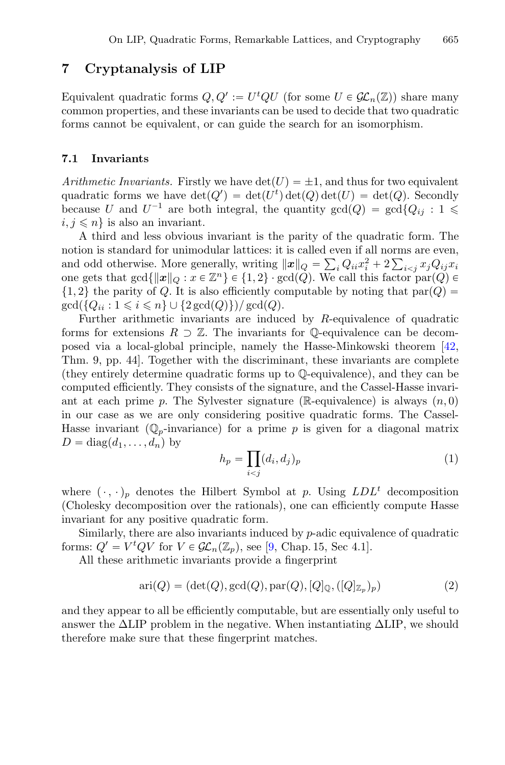## 7 Cryptanalysis of LIP

Equivalent quadratic forms $Q, Q' := U^t Q U$ (for some $U \in \mathcal{GL}_n(\mathbb{Z})$) share many common properties, and these invariants can be used to decide that two quadratic forms cannot be equivalent, or can guide the search for an isomorphism.

### 7.1 Invariants

*Arithmetic Invariants.* Firstly we have $\det(U) = \pm 1$, and thus for two equivalent quadratic forms we have $\det(Q') = \det(U^t)\det(Q)\det(U) = \det(Q)$. Secondly because $U$ and $U^{-1}$ are both integral, the quantity $\gcd(Q) = \gcd\{Q_{ij} : 1 \leqslant i, j \leqslant n\}$ is also an invariant.

A third and less obvious invariant is the parity of the quadratic form. The notion is standard for unimodular lattices: it is called even if all norms are even, and odd otherwise. More generally, writing $\|\boldsymbol{x}\|_Q = \sum_i Q_{ii} x_i^2 + 2\sum_{i<j} x_j Q_{ij} x_i$ one gets that $\gcd\{\|\boldsymbol{x}\|_Q : x \in \mathbb{Z}^n\} \in \{1, 2\} \cdot \gcd(Q)$. We call this factor $\operatorname{par}(Q) \in \{1, 2\}$ the parity of $Q$. It is also efficiently computable by noting that $\operatorname{par}(Q) = \gcd(\{Q_{ii} : 1 \leqslant i \leqslant n\} \cup \{2\gcd(Q)\}) / \gcd(Q)$.

Further arithmetic invariants are induced by $R$-equivalence of quadratic forms for extensions $R \supset \mathbb{Z}$. The invariants for $\mathbb{Q}$-equivalence can be decomposed via a local-global principle, namely the Hasse-Minkowski theorem [42, Thm. 9, pp. 44]. Together with the discriminant, these invariants are complete (they entirely determine quadratic forms up to $\mathbb{Q}$-equivalence), and they can be computed efficiently. They consists of the signature, and the Cassel-Hasse invariant at each prime $p$. The Sylvester signature ($\mathbb{R}$-equivalence) is always $(n, 0)$ in our case as we are only considering positive quadratic forms. The Cassel-Hasse invariant ($\mathbb{Q}_p$-invariance) for a prime $p$ is given for a diagonal matrix $D = \operatorname{diag}(d_1, \ldots, d_n)$ by

$$h_p = \prod_{i<j} (d_i, d_j)_p \tag{1}$$

where $(\cdot, \cdot)_p$ denotes the Hilbert Symbol at $p$. Using $LDL^t$ decomposition (Cholesky decomposition over the rationals), one can efficiently compute Hasse invariant for any positive quadratic form.

Similarly, there are also invariants induced by $p$-adic equivalence of quadratic forms: $Q' = V^t Q V$ for $V \in \mathcal{GL}_n(\mathbb{Z}_p)$, see [9, Chap. 15, Sec 4.1].

All these arithmetic invariants provide a fingerprint

$$\operatorname{ari}(Q) = (\det(Q), \gcd(Q), \operatorname{par}(Q), [Q]_{\mathbb{Q}}, ([Q]_{\mathbb{Z}_p})_p) \tag{2}$$

and they appear to all be efficiently computable, but are essentially only useful to answer the $\Delta$LIP problem in the negative. When instantiating $\Delta$LIP, we should therefore make sure that these fingerprint matches.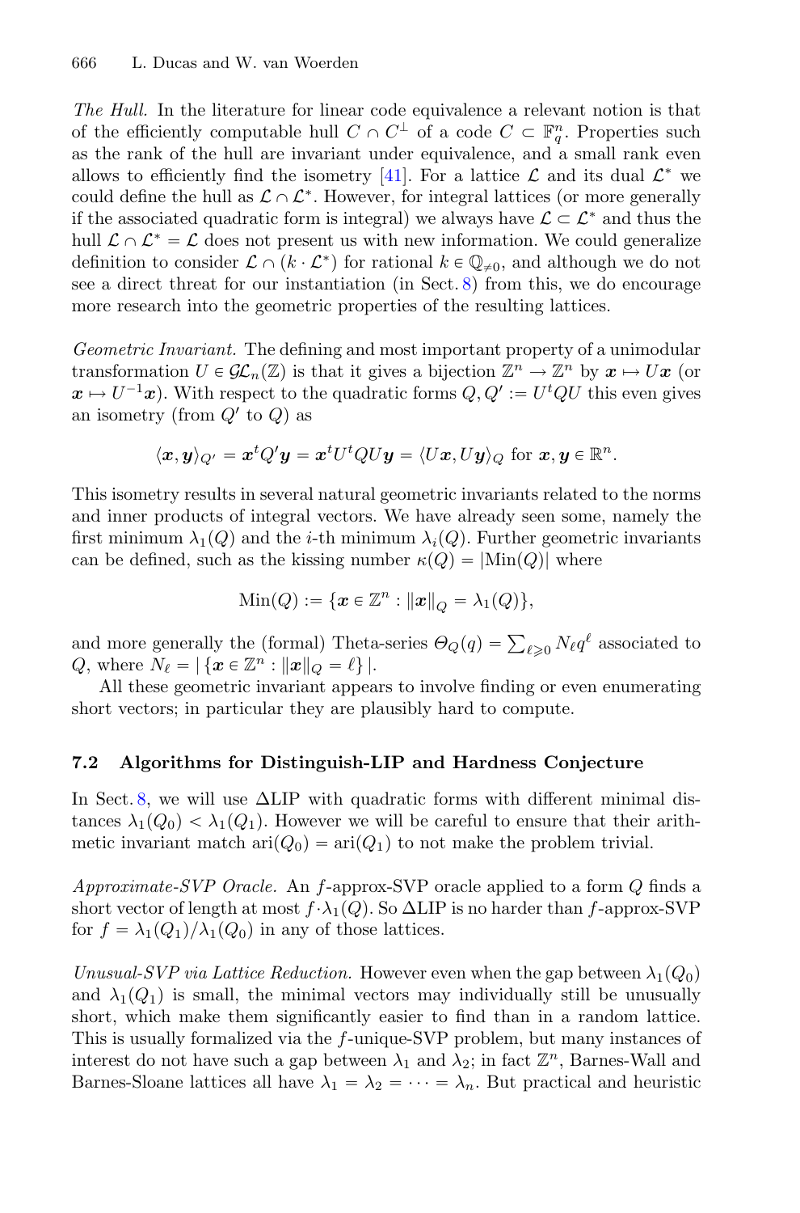*The Hull.* In the literature for linear code equivalence a relevant notion is that of the efficiently computable hull $C \cap C^\perp$ of a code $C \subset \mathbb{F}_q^n$. Properties such as the rank of the hull are invariant under equivalence, and a small rank even allows to efficiently find the isometry [41]. For a lattice $\mathcal{L}$ and its dual $\mathcal{L}^*$ we could define the hull as $\mathcal{L} \cap \mathcal{L}^*$. However, for integral lattices (or more generally if the associated quadratic form is integral) we always have $\mathcal{L} \subset \mathcal{L}^*$ and thus the hull $\mathcal{L} \cap \mathcal{L}^* = \mathcal{L}$ does not present us with new information. We could generalize definition to consider $\mathcal{L} \cap (k \cdot \mathcal{L}^*)$ for rational $k \in \mathbb{Q}_{\neq 0}$, and although we do not see a direct threat for our instantiation (in Sect. 8) from this, we do encourage more research into the geometric properties of the resulting lattices.

*Geometric Invariant.* The defining and most important property of a unimodular transformation $U \in \mathcal{GL}_n(\mathbb{Z})$ is that it gives a bijection $\mathbb{Z}^n \to \mathbb{Z}^n$ by $\boldsymbol{x} \mapsto U\boldsymbol{x}$ (or $\boldsymbol{x} \mapsto U^{-1}\boldsymbol{x}$). With respect to the quadratic forms $Q, Q' := U^tQU$ this even gives an isometry (from $Q'$ to $Q$) as

$$\langle \boldsymbol{x}, \boldsymbol{y} \rangle_{Q'} = \boldsymbol{x}^t Q' \boldsymbol{y} = \boldsymbol{x}^t U^t Q U \boldsymbol{y} = \langle U\boldsymbol{x}, U\boldsymbol{y} \rangle_Q \text{ for } \boldsymbol{x}, \boldsymbol{y} \in \mathbb{R}^n.$$

This isometry results in several natural geometric invariants related to the norms and inner products of integral vectors. We have already seen some, namely the first minimum $\lambda_1(Q)$ and the $i$-th minimum $\lambda_i(Q)$. Further geometric invariants can be defined, such as the kissing number $\kappa(Q) = |\mathrm{Min}(Q)|$ where

$$\mathrm{Min}(Q) := \{\boldsymbol{x} \in \mathbb{Z}^n : \|\boldsymbol{x}\|_Q = \lambda_1(Q)\},$$

and more generally the (formal) Theta-series $\Theta_Q(q) = \sum_{\ell \geqslant 0} N_\ell q^\ell$ associated to $Q$, where $N_\ell = |\{\boldsymbol{x} \in \mathbb{Z}^n : \|\boldsymbol{x}\|_Q = \ell\}|$.

All these geometric invariant appears to involve finding or even enumerating short vectors; in particular they are plausibly hard to compute.

### 7.2 Algorithms for Distinguish-LIP and Hardness Conjecture

In Sect. 8, we will use $\Delta$LIP with quadratic forms with different minimal distances $\lambda_1(Q_0) < \lambda_1(Q_1)$. However we will be careful to ensure that their arithmetic invariant match $\mathrm{ari}(Q_0) = \mathrm{ari}(Q_1)$ to not make the problem trivial.

*Approximate-SVP Oracle.* An $f$-approx-SVP oracle applied to a form $Q$ finds a short vector of length at most $f \cdot \lambda_1(Q)$. So $\Delta$LIP is no harder than $f$-approx-SVP for $f = \lambda_1(Q_1)/\lambda_1(Q_0)$ in any of those lattices.

*Unusual-SVP via Lattice Reduction.* However even when the gap between $\lambda_1(Q_0)$ and $\lambda_1(Q_1)$ is small, the minimal vectors may individually still be unusually short, which make them significantly easier to find than in a random lattice. This is usually formalized via the $f$-unique-SVP problem, but many instances of interest do not have such a gap between $\lambda_1$ and $\lambda_2$; in fact $\mathbb{Z}^n$, Barnes-Wall and Barnes-Sloane lattices all have $\lambda_1 = \lambda_2 = \cdots = \lambda_n$. But practical and heuristic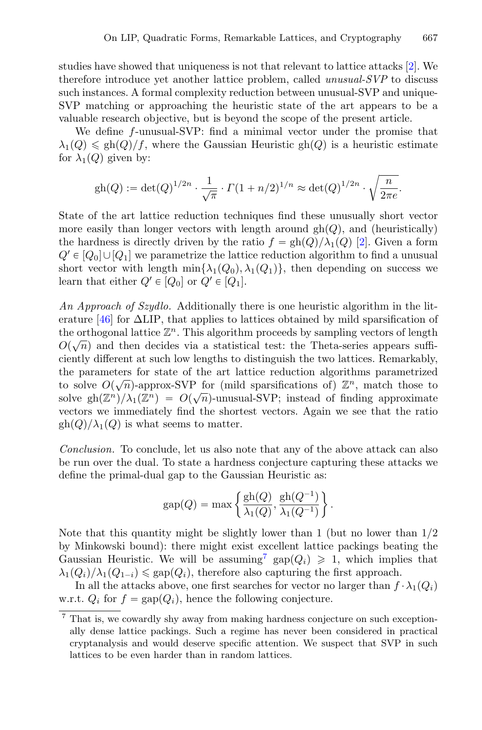studies have showed that uniqueness is not that relevant to lattice attacks [2]. We therefore introduce yet another lattice problem, called *unusual-SVP* to discuss such instances. A formal complexity reduction between unusual-SVP and unique-SVP matching or approaching the heuristic state of the art appears to be a valuable research objective, but is beyond the scope of the present article.

We define $f$-unusual-SVP: find a minimal vector under the promise that $\lambda_1(Q) \leqslant \mathrm{gh}(Q)/f$, where the Gaussian Heuristic $\mathrm{gh}(Q)$ is a heuristic estimate for $\lambda_1(Q)$ given by:

$$\mathrm{gh}(Q) := \det(Q)^{1/2n} \cdot \frac{1}{\sqrt{\pi}} \cdot \Gamma(1 + n/2)^{1/n} \approx \det(Q)^{1/2n} \cdot \sqrt{\frac{n}{2\pi e}}.$$

State of the art lattice reduction techniques find these unusually short vector more easily than longer vectors with length around $\mathrm{gh}(Q)$, and (heuristically) the hardness is directly driven by the ratio $f = \mathrm{gh}(Q)/\lambda_1(Q)$ [2]. Given a form $Q' \in [Q_0] \cup [Q_1]$ we parametrize the lattice reduction algorithm to find a unusual short vector with length $\min\{\lambda_1(Q_0), \lambda_1(Q_1)\}$, then depending on success we learn that either $Q' \in [Q_0]$ or $Q' \in [Q_1]$.

*An Approach of Szydlo.* Additionally there is one heuristic algorithm in the literature [46] for ΔLIP, that applies to lattices obtained by mild sparsification of the orthogonal lattice $\mathbb{Z}^n$. This algorithm proceeds by sampling vectors of length $O(\sqrt{n})$ and then decides via a statistical test: the Theta-series appears sufficiently different at such low lengths to distinguish the two lattices. Remarkably, the parameters for state of the art lattice reduction algorithms parametrized to solve $O(\sqrt{n})$-approx-SVP for (mild sparsifications of) $\mathbb{Z}^n$, match those to solve $\mathrm{gh}(\mathbb{Z}^n)/\lambda_1(\mathbb{Z}^n) = O(\sqrt{n})$-unusual-SVP; instead of finding approximate vectors we immediately find the shortest vectors. Again we see that the ratio $\mathrm{gh}(Q)/\lambda_1(Q)$ is what seems to matter.

*Conclusion.* To conclude, let us also note that any of the above attack can also be run over the dual. To state a hardness conjecture capturing these attacks we define the primal-dual gap to the Gaussian Heuristic as:

$$\mathrm{gap}(Q) = \max\left\{ \frac{\mathrm{gh}(Q)}{\lambda_1(Q)}, \frac{\mathrm{gh}(Q^{-1})}{\lambda_1(Q^{-1})} \right\}.$$

Note that this quantity might be slightly lower than 1 (but no lower than 1/2 by Minkowski bound): there might exist excellent lattice packings beating the Gaussian Heuristic. We will be assuming[7] $\mathrm{gap}(Q_i) \geqslant 1$, which implies that $\lambda_1(Q_i)/\lambda_1(Q_{1-i}) \leqslant \mathrm{gap}(Q_i)$, therefore also capturing the first approach.

In all the attacks above, one first searches for vector no larger than $f \cdot \lambda_1(Q_i)$ w.r.t. $Q_i$ for $f = \mathrm{gap}(Q_i)$, hence the following conjecture.

[7] That is, we cowardly shy away from making hardness conjecture on such exceptionally dense lattice packings. Such a regime has never been considered in practical cryptanalysis and would deserve specific attention. We suspect that SVP in such lattices to be even harder than in random lattices.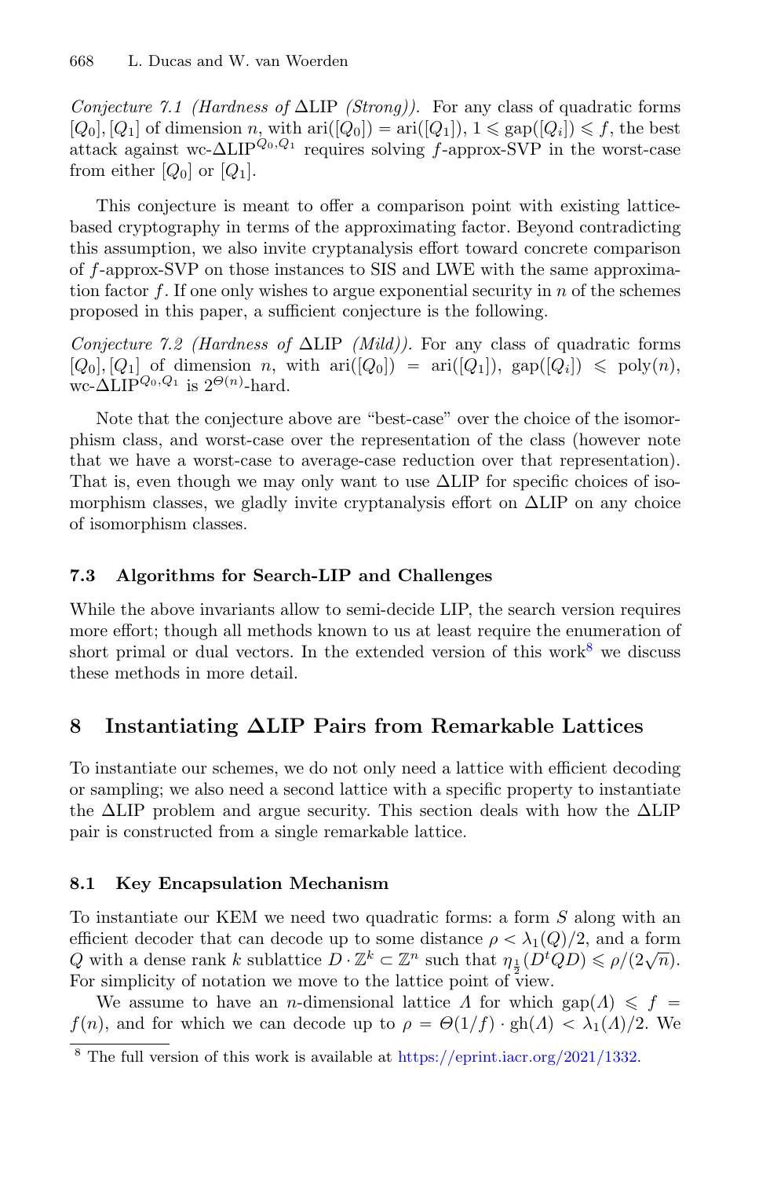*Conjecture 7.1 (Hardness of* $\Delta$LIP *(Strong)).* For any class of quadratic forms $[Q_0], [Q_1]$ of dimension $n$, with $\text{ari}([Q_0]) = \text{ari}([Q_1])$, $1 \leqslant \text{gap}([Q_i]) \leqslant f$, the best attack against wc-$\Delta\text{LIP}^{Q_0,Q_1}$ requires solving $f$-approx-SVP in the worst-case from either $[Q_0]$ or $[Q_1]$.

This conjecture is meant to offer a comparison point with existing lattice-based cryptography in terms of the approximating factor. Beyond contradicting this assumption, we also invite cryptanalysis effort toward concrete comparison of $f$-approx-SVP on those instances to SIS and LWE with the same approximation factor $f$. If one only wishes to argue exponential security in $n$ of the schemes proposed in this paper, a sufficient conjecture is the following.

*Conjecture 7.2 (Hardness of* $\Delta$LIP *(Mild)).* For any class of quadratic forms $[Q_0], [Q_1]$ of dimension $n$, with $\text{ari}([Q_0]) = \text{ari}([Q_1])$, $\text{gap}([Q_i]) \leqslant \text{poly}(n)$, wc-$\Delta\text{LIP}^{Q_0,Q_1}$ is $2^{\Theta(n)}$-hard.

Note that the conjecture above are "best-case" over the choice of the isomorphism class, and worst-case over the representation of the class (however note that we have a worst-case to average-case reduction over that representation). That is, even though we may only want to use $\Delta$LIP for specific choices of isomorphism classes, we gladly invite cryptanalysis effort on $\Delta$LIP on any choice of isomorphism classes.

### 7.3 Algorithms for Search-LIP and Challenges

While the above invariants allow to semi-decide LIP, the search version requires more effort; though all methods known to us at least require the enumeration of short primal or dual vectors. In the extended version of this work[8] we discuss these methods in more detail.

## 8 Instantiating $\Delta$LIP Pairs from Remarkable Lattices

To instantiate our schemes, we do not only need a lattice with efficient decoding or sampling; we also need a second lattice with a specific property to instantiate the $\Delta$LIP problem and argue security. This section deals with how the $\Delta$LIP pair is constructed from a single remarkable lattice.

### 8.1 Key Encapsulation Mechanism

To instantiate our KEM we need two quadratic forms: a form $S$ along with an efficient decoder that can decode up to some distance $\rho < \lambda_1(Q)/2$, and a form $Q$ with a dense rank $k$ sublattice $D \cdot \mathbb{Z}^k \subset \mathbb{Z}^n$ such that $\eta_{\frac{1}{2}}(D^t Q D) \leqslant \rho/(2\sqrt{n})$. For simplicity of notation we move to the lattice point of view.

We assume to have an $n$-dimensional lattice $\Lambda$ for which $\text{gap}(\Lambda) \leqslant f = f(n)$, and for which we can decode up to $\rho = \Theta(1/f) \cdot \text{gh}(\Lambda) < \lambda_1(\Lambda)/2$. We

[8] The full version of this work is available at https://eprint.iacr.org/2021/1332.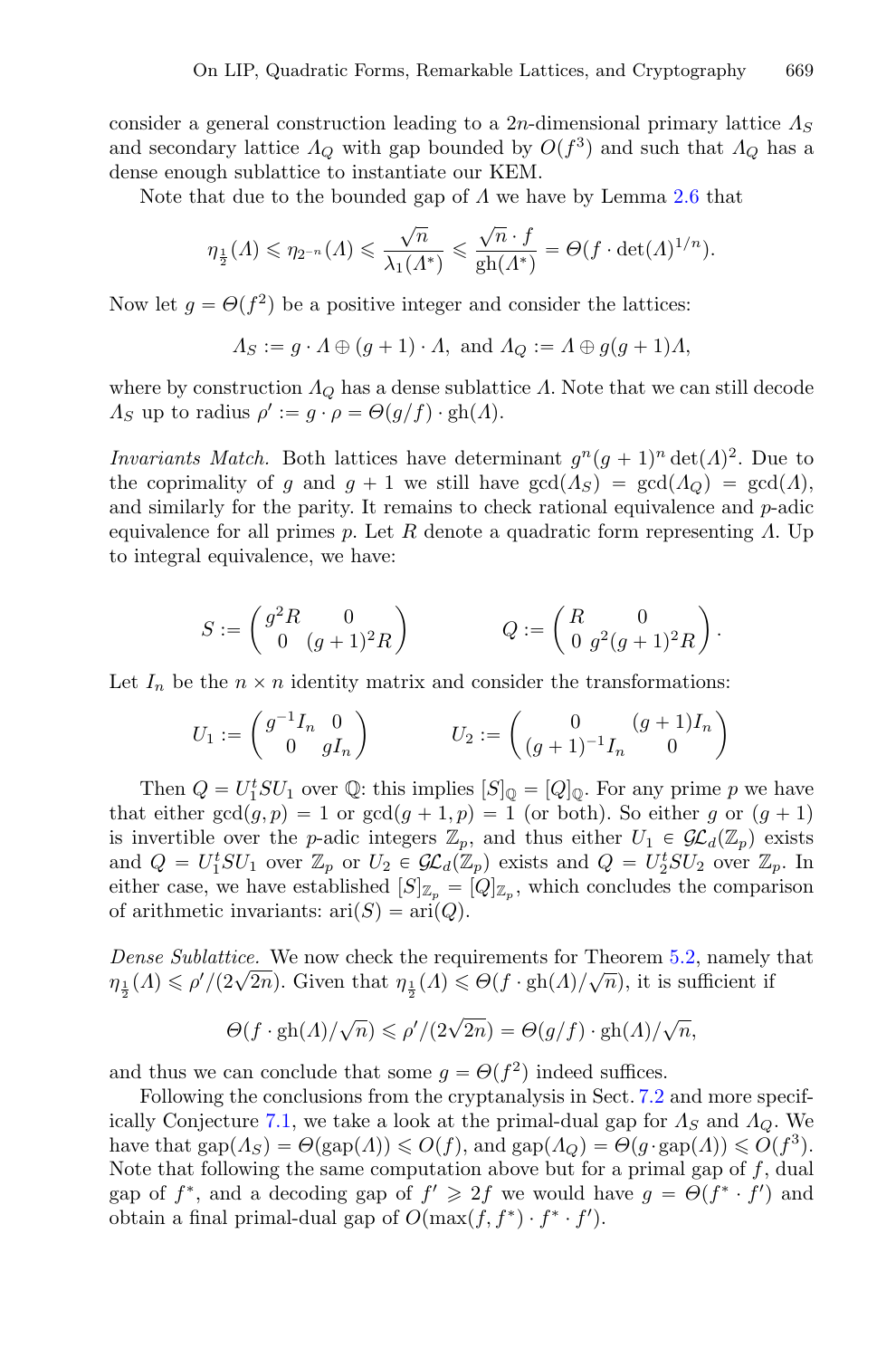consider a general construction leading to a $2n$-dimensional primary lattice $\Lambda_S$ and secondary lattice $\Lambda_Q$ with gap bounded by $O(f^3)$ and such that $\Lambda_Q$ has a dense enough sublattice to instantiate our KEM.

Note that due to the bounded gap of $\Lambda$ we have by Lemma 2.6 that

$$\eta_{\frac{1}{2}}(\Lambda) \leqslant \eta_{2^{-n}}(\Lambda) \leqslant \frac{\sqrt{n}}{\lambda_1(\Lambda^*)} \leqslant \frac{\sqrt{n} \cdot f}{\mathrm{gh}(\Lambda^*)} = \Theta(f \cdot \det(\Lambda)^{1/n}).$$

Now let $g = \Theta(f^2)$ be a positive integer and consider the lattices:

$$\Lambda_S := g \cdot \Lambda \oplus (g+1) \cdot \Lambda, \text{ and } \Lambda_Q := \Lambda \oplus g(g+1)\Lambda,$$

where by construction $\Lambda_Q$ has a dense sublattice $\Lambda$. Note that we can still decode $\Lambda_S$ up to radius $\rho' := g \cdot \rho = \Theta(g/f) \cdot \mathrm{gh}(\Lambda)$.

*Invariants Match.* Both lattices have determinant $g^n(g+1)^n \det(\Lambda)^2$. Due to the coprimality of $g$ and $g+1$ we still have $\gcd(\Lambda_S) = \gcd(\Lambda_Q) = \gcd(\Lambda)$, and similarly for the parity. It remains to check rational equivalence and $p$-adic equivalence for all primes $p$. Let $R$ denote a quadratic form representing $\Lambda$. Up to integral equivalence, we have:

$$S := \begin{pmatrix} g^2 R & 0 \\ 0 & (g+1)^2 R \end{pmatrix} \qquad\qquad Q := \begin{pmatrix} R & 0 \\ 0 & g^2(g+1)^2 R \end{pmatrix}.$$

Let $I_n$ be the $n \times n$ identity matrix and consider the transformations:

$$U_1 := \begin{pmatrix} g^{-1} I_n & 0 \\ 0 & g I_n \end{pmatrix} \qquad\qquad U_2 := \begin{pmatrix} 0 & (g+1) I_n \\ (g+1)^{-1} I_n & 0 \end{pmatrix}$$

Then $Q = U_1^t S U_1$ over $\mathbb{Q}$: this implies $[S]_{\mathbb{Q}} = [Q]_{\mathbb{Q}}$. For any prime $p$ we have that either $\gcd(g, p) = 1$ or $\gcd(g+1, p) = 1$ (or both). So either $g$ or $(g+1)$ is invertible over the $p$-adic integers $\mathbb{Z}_p$, and thus either $U_1 \in \mathcal{GL}_d(\mathbb{Z}_p)$ exists and $Q = U_1^t S U_1$ over $\mathbb{Z}_p$ or $U_2 \in \mathcal{GL}_d(\mathbb{Z}_p)$ exists and $Q = U_2^t S U_2$ over $\mathbb{Z}_p$. In either case, we have established $[S]_{\mathbb{Z}_p} = [Q]_{\mathbb{Z}_p}$, which concludes the comparison of arithmetic invariants: $\mathrm{ari}(S) = \mathrm{ari}(Q)$.

*Dense Sublattice.* We now check the requirements for Theorem 5.2, namely that $\eta_{\frac{1}{2}}(\Lambda) \leqslant \rho'/(2\sqrt{2n})$. Given that $\eta_{\frac{1}{2}}(\Lambda) \leqslant \Theta(f \cdot \mathrm{gh}(\Lambda)/\sqrt{n})$, it is sufficient if

$$\Theta(f \cdot \mathrm{gh}(\Lambda)/\sqrt{n}) \leqslant \rho'/(2\sqrt{2n}) = \Theta(g/f) \cdot \mathrm{gh}(\Lambda)/\sqrt{n},$$

and thus we can conclude that some $g = \Theta(f^2)$ indeed suffices.

Following the conclusions from the cryptanalysis in Sect. 7.2 and more specifically Conjecture 7.1, we take a look at the primal-dual gap for $\Lambda_S$ and $\Lambda_Q$. We have that $\mathrm{gap}(\Lambda_S) = \Theta(\mathrm{gap}(\Lambda)) \leqslant O(f)$, and $\mathrm{gap}(\Lambda_Q) = \Theta(g \cdot \mathrm{gap}(\Lambda)) \leqslant O(f^3)$. Note that following the same computation above but for a primal gap of $f$, dual gap of $f^*$, and a decoding gap of $f' \geqslant 2f$ we would have $g = \Theta(f^* \cdot f')$ and obtain a final primal-dual gap of $O(\max(f, f^*) \cdot f^* \cdot f')$.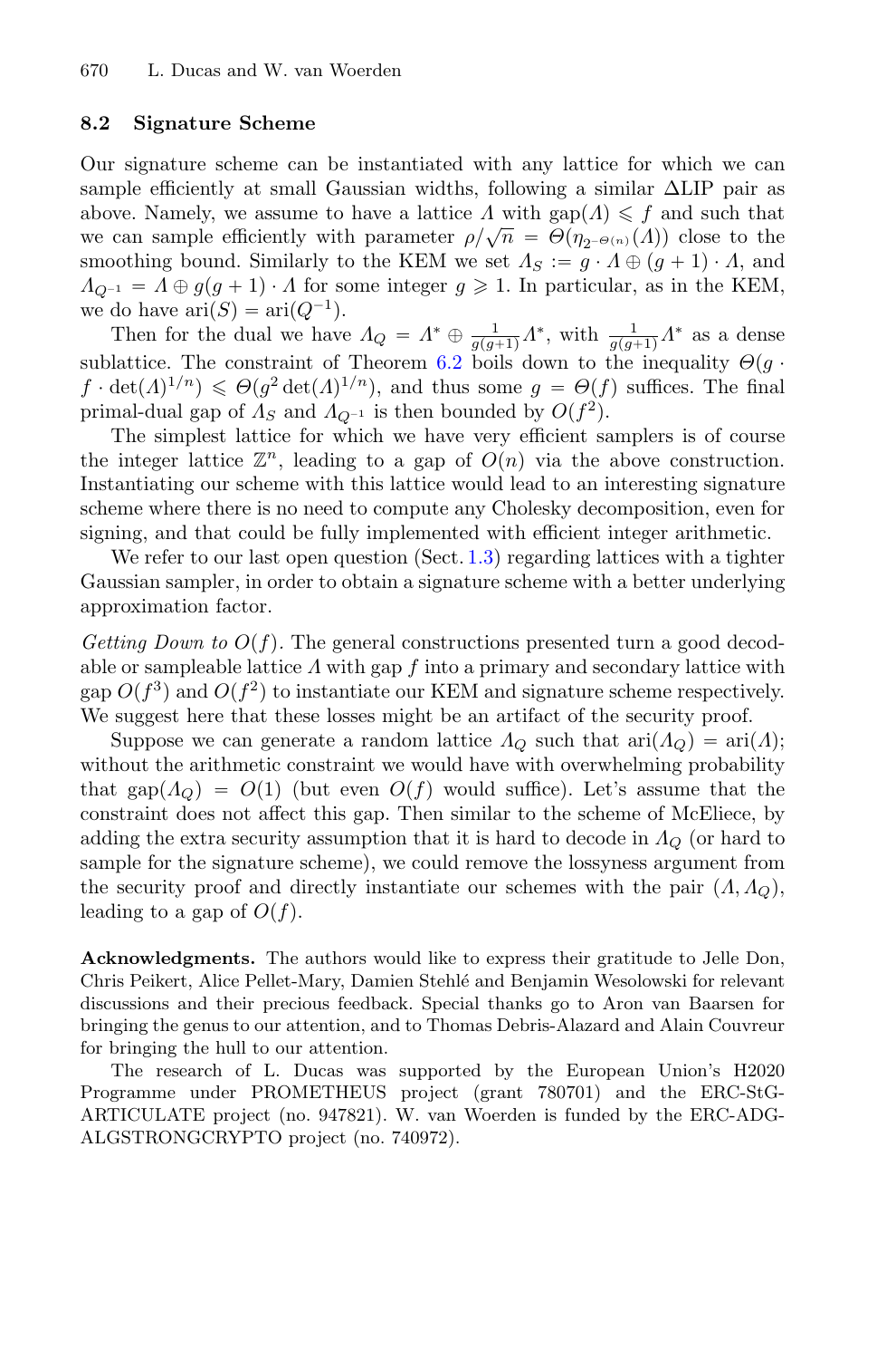### 8.2 Signature Scheme

Our signature scheme can be instantiated with any lattice for which we can sample efficiently at small Gaussian widths, following a similar ΔLIP pair as above. Namely, we assume to have a lattice $\Lambda$ with $\text{gap}(\Lambda) \leqslant f$ and such that we can sample efficiently with parameter $\rho/\sqrt{n} = \Theta(\eta_{2^{-\Theta(n)}}(\Lambda))$ close to the smoothing bound. Similarly to the KEM we set $\Lambda_S := g \cdot \Lambda \oplus (g+1) \cdot \Lambda$, and $\Lambda_{Q^{-1}} = \Lambda \oplus g(g+1) \cdot \Lambda$ for some integer $g \geqslant 1$. In particular, as in the KEM, we do have $\text{ari}(S) = \text{ari}(Q^{-1})$.

Then for the dual we have $\Lambda_Q = \Lambda^* \oplus \frac{1}{g(g+1)}\Lambda^*$, with $\frac{1}{g(g+1)}\Lambda^*$ as a dense sublattice. The constraint of Theorem 6.2 boils down to the inequality $\Theta(g \cdot f \cdot \det(\Lambda)^{1/n}) \leqslant \Theta(g^2 \det(\Lambda)^{1/n})$, and thus some $g = \Theta(f)$ suffices. The final primal-dual gap of $\Lambda_S$ and $\Lambda_{Q^{-1}}$ is then bounded by $O(f^2)$.

The simplest lattice for which we have very efficient samplers is of course the integer lattice $\mathbb{Z}^n$, leading to a gap of $O(n)$ via the above construction. Instantiating our scheme with this lattice would lead to an interesting signature scheme where there is no need to compute any Cholesky decomposition, even for signing, and that could be fully implemented with efficient integer arithmetic.

We refer to our last open question (Sect. 1.3) regarding lattices with a tighter Gaussian sampler, in order to obtain a signature scheme with a better underlying approximation factor.

*Getting Down to $O(f)$.* The general constructions presented turn a good decodable or sampleable $\Lambda$ with gap $f$ into a primary and secondary lattice with gap $O(f^3)$ and $O(f^2)$ to instantiate our KEM and signature scheme respectively. We suggest here that these losses might be an artifact of the security proof.

Suppose we can generate a random lattice $\Lambda_Q$ such that $\text{ari}(\Lambda_Q) = \text{ari}(\Lambda)$; without the arithmetic constraint we would have with overwhelming probability that $\text{gap}(\Lambda_Q) = O(1)$ (but even $O(f)$ would suffice). Let's assume that the constraint does not affect this gap. Then similar to the scheme of McEliece, by adding the extra security assumption that it is hard to decode in $\Lambda_Q$ (or hard to sample for the signature scheme), we could remove the lossyness argument from the security proof and directly instantiate our schemes with the pair $(\Lambda, \Lambda_Q)$, leading to a gap of $O(f)$.

**Acknowledgments.** The authors would like to express their gratitude to Jelle Don, Chris Peikert, Alice Pellet-Mary, Damien Stehlé and Benjamin Wesolowski for relevant discussions and their precious feedback. Special thanks go to Aron van Baarsen for bringing the genus to our attention, and to Thomas Debris-Alazard and Alain Couvreur for bringing the hull to our attention.

The research of L. Ducas was supported by the European Union's H2020 Programme under PROMETHEUS project (grant 780701) and the ERC-StG-ARTICULATE project (no. 947821). W. van Woerden is funded by the ERC-ADG-ALGSTRONGCRYPTO project (no. 740972).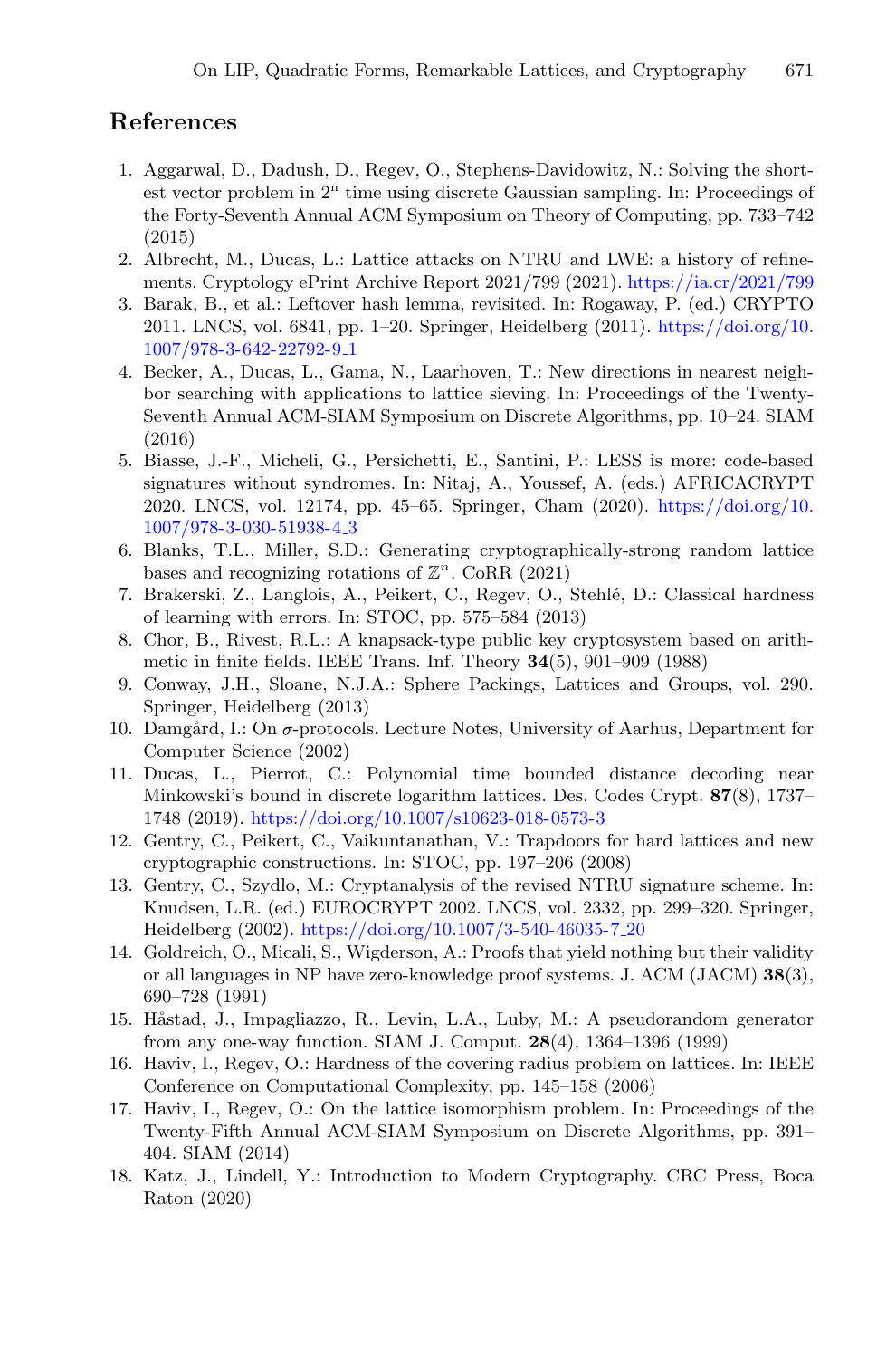## References

1. Aggarwal, D., Dadush, D., Regev, O., Stephens-Davidowitz, N.: Solving the shortest vector problem in $2^n$ time using discrete Gaussian sampling. In: Proceedings of the Forty-Seventh Annual ACM Symposium on Theory of Computing, pp. 733–742 (2015)
2. Albrecht, M., Ducas, L.: Lattice attacks on NTRU and LWE: a history of refinements. Cryptology ePrint Archive Report 2021/799 (2021). https://ia.cr/2021/799
3. Barak, B., et al.: Leftover hash lemma, revisited. In: Rogaway, P. (ed.) CRYPTO 2011. LNCS, vol. 6841, pp. 1–20. Springer, Heidelberg (2011). https://doi.org/10.1007/978-3-642-22792-9_1
4. Becker, A., Ducas, L., Gama, N., Laarhoven, T.: New directions in nearest neighbor searching with applications to lattice sieving. In: Proceedings of the Twenty-Seventh Annual ACM-SIAM Symposium on Discrete Algorithms, pp. 10–24. SIAM (2016)
5. Biasse, J.-F., Micheli, G., Persichetti, E., Santini, P.: LESS is more: code-based signatures without syndromes. In: Nitaj, A., Youssef, A. (eds.) AFRICACRYPT 2020. LNCS, vol. 12174, pp. 45–65. Springer, Cham (2020). https://doi.org/10.1007/978-3-030-51938-4_3
6. Blanks, T.L., Miller, S.D.: Generating cryptographically-strong random lattice bases and recognizing rotations of $\mathbb{Z}^n$. CoRR (2021)
7. Brakerski, Z., Langlois, A., Peikert, C., Regev, O., Stehlé, D.: Classical hardness of learning with errors. In: STOC, pp. 575–584 (2013)
8. Chor, B., Rivest, R.L.: A knapsack-type public key cryptosystem based on arithmetic in finite fields. IEEE Trans. Inf. Theory **34**(5), 901–909 (1988)
9. Conway, J.H., Sloane, N.J.A.: Sphere Packings, Lattices and Groups, vol. 290. Springer, Heidelberg (2013)
10. Damgård, I.: On $\sigma$-protocols. Lecture Notes, University of Aarhus, Department for Computer Science (2002)
11. Ducas, L., Pierrot, C.: Polynomial time bounded distance decoding near Minkowski's bound in discrete logarithm lattices. Des. Codes Crypt. **87**(8), 1737–1748 (2019). https://doi.org/10.1007/s10623-018-0573-3
12. Gentry, C., Peikert, C., Vaikuntanathan, V.: Trapdoors for hard lattices and new cryptographic constructions. In: STOC, pp. 197–206 (2008)
13. Gentry, C., Szydlo, M.: Cryptanalysis of the revised NTRU signature scheme. In: Knudsen, L.R. (ed.) EUROCRYPT 2002. LNCS, vol. 2332, pp. 299–320. Springer, Heidelberg (2002). https://doi.org/10.1007/3-540-46035-7_20
14. Goldreich, O., Micali, S., Wigderson, A.: Proofs that yield nothing but their validity or all languages in NP have zero-knowledge proof systems. J. ACM (JACM) **38**(3), 690–728 (1991)
15. Håstad, J., Impagliazzo, R., Levin, L.A., Luby, M.: A pseudorandom generator from any one-way function. SIAM J. Comput. **28**(4), 1364–1396 (1999)
16. Haviv, I., Regev, O.: Hardness of the covering radius problem on lattices. In: IEEE Conference on Computational Complexity, pp. 145–158 (2006)
17. Haviv, I., Regev, O.: On the lattice isomorphism problem. In: Proceedings of the Twenty-Fifth Annual ACM-SIAM Symposium on Discrete Algorithms, pp. 391–404. SIAM (2014)
18. Katz, J., Lindell, Y.: Introduction to Modern Cryptography. CRC Press, Boca Raton (2020)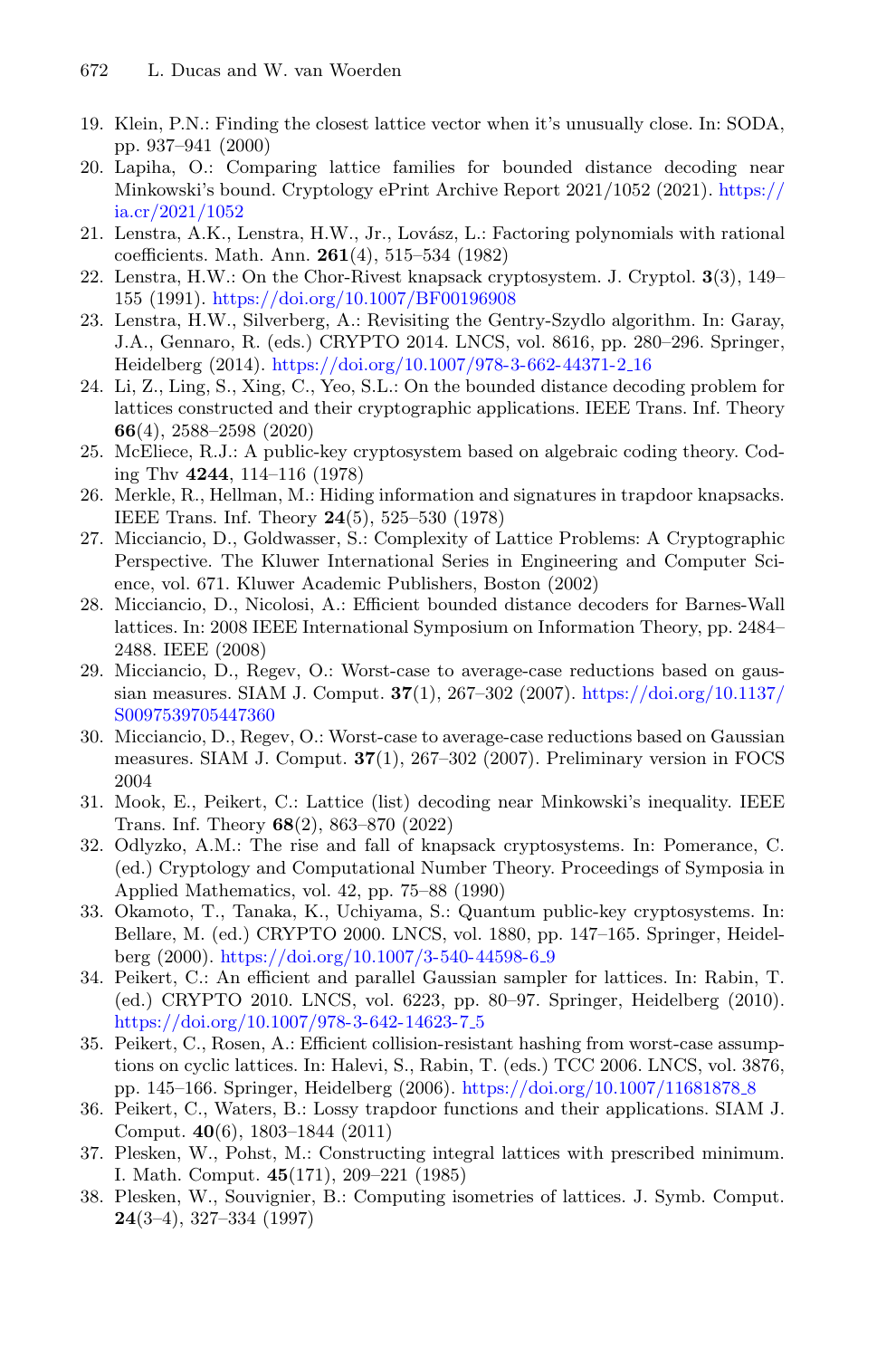19. Klein, P.N.: Finding the closest lattice vector when it's unusually close. In: SODA, pp. 937–941 (2000)
20. Lapiha, O.: Comparing lattice families for bounded distance decoding near Minkowski's bound. Cryptology ePrint Archive Report 2021/1052 (2021). https://ia.cr/2021/1052
21. Lenstra, A.K., Lenstra, H.W., Jr., Lovász, L.: Factoring polynomials with rational coefficients. Math. Ann. **261**(4), 515–534 (1982)
22. Lenstra, H.W.: On the Chor-Rivest knapsack cryptosystem. J. Cryptol. **3**(3), 149–155 (1991). https://doi.org/10.1007/BF00196908
23. Lenstra, H.W., Silverberg, A.: Revisiting the Gentry-Szydlo algorithm. In: Garay, J.A., Gennaro, R. (eds.) CRYPTO 2014. LNCS, vol. 8616, pp. 280–296. Springer, Heidelberg (2014). https://doi.org/10.1007/978-3-662-44371-2_16
24. Li, Z., Ling, S., Xing, C., Yeo, S.L.: On the bounded distance decoding problem for lattices constructed and their cryptographic applications. IEEE Trans. Inf. Theory **66**(4), 2588–2598 (2020)
25. McEliece, R.J.: A public-key cryptosystem based on algebraic coding theory. Coding Thv **4244**, 114–116 (1978)
26. Merkle, R., Hellman, M.: Hiding information and signatures in trapdoor knapsacks. IEEE Trans. Inf. Theory **24**(5), 525–530 (1978)
27. Micciancio, D., Goldwasser, S.: Complexity of Lattice Problems: A Cryptographic Perspective. The Kluwer International Series in Engineering and Computer Science, vol. 671. Kluwer Academic Publishers, Boston (2002)
28. Micciancio, D., Nicolosi, A.: Efficient bounded distance decoders for Barnes-Wall lattices. In: 2008 IEEE International Symposium on Information Theory, pp. 2484–2488. IEEE (2008)
29. Micciancio, D., Regev, O.: Worst-case to average-case reductions based on gaussian measures. SIAM J. Comput. **37**(1), 267–302 (2007). https://doi.org/10.1137/S0097539705447360
30. Micciancio, D., Regev, O.: Worst-case to average-case reductions based on Gaussian measures. SIAM J. Comput. **37**(1), 267–302 (2007). Preliminary version in FOCS 2004
31. Mook, E., Peikert, C.: Lattice (list) decoding near Minkowski's inequality. IEEE Trans. Inf. Theory **68**(2), 863–870 (2022)
32. Odlyzko, A.M.: The rise and fall of knapsack cryptosystems. In: Pomerance, C. (ed.) Cryptology and Computational Number Theory. Proceedings of Symposia in Applied Mathematics, vol. 42, pp. 75–88 (1990)
33. Okamoto, T., Tanaka, K., Uchiyama, S.: Quantum public-key cryptosystems. In: Bellare, M. (ed.) CRYPTO 2000. LNCS, vol. 1880, pp. 147–165. Springer, Heidelberg (2000). https://doi.org/10.1007/3-540-44598-6_9
34. Peikert, C.: An efficient and parallel Gaussian sampler for lattices. In: Rabin, T. (ed.) CRYPTO 2010. LNCS, vol. 6223, pp. 80–97. Springer, Heidelberg (2010). https://doi.org/10.1007/978-3-642-14623-7_5
35. Peikert, C., Rosen, A.: Efficient collision-resistant hashing from worst-case assumptions on cyclic lattices. In: Halevi, S., Rabin, T. (eds.) TCC 2006. LNCS, vol. 3876, pp. 145–166. Springer, Heidelberg (2006). https://doi.org/10.1007/11681878_8
36. Peikert, C., Waters, B.: Lossy trapdoor functions and their applications. SIAM J. Comput. **40**(6), 1803–1844 (2011)
37. Plesken, W., Pohst, M.: Constructing integral lattices with prescribed minimum. I. Math. Comput. **45**(171), 209–221 (1985)
38. Plesken, W., Souvignier, B.: Computing isometries of lattices. J. Symb. Comput. **24**(3–4), 327–334 (1997)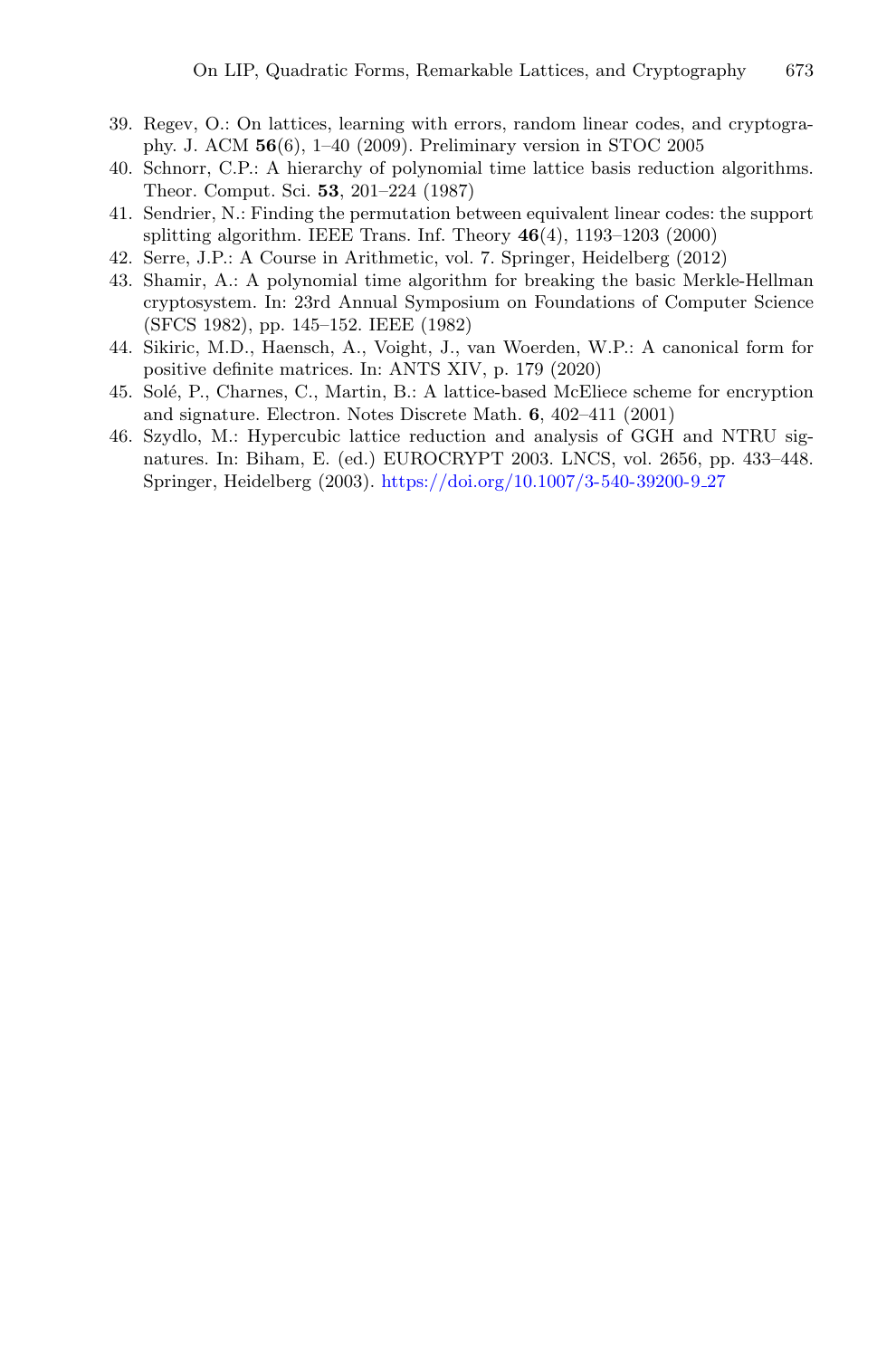39. Regev, O.: On lattices, learning with errors, random linear codes, and cryptography. J. ACM **56**(6), 1–40 (2009). Preliminary version in STOC 2005
40. Schnorr, C.P.: A hierarchy of polynomial time lattice basis reduction algorithms. Theor. Comput. Sci. **53**, 201–224 (1987)
41. Sendrier, N.: Finding the permutation between equivalent linear codes: the support splitting algorithm. IEEE Trans. Inf. Theory **46**(4), 1193–1203 (2000)
42. Serre, J.P.: A Course in Arithmetic, vol. 7. Springer, Heidelberg (2012)
43. Shamir, A.: A polynomial time algorithm for breaking the basic Merkle-Hellman cryptosystem. In: 23rd Annual Symposium on Foundations of Computer Science (SFCS 1982), pp. 145–152. IEEE (1982)
44. Sikiric, M.D., Haensch, A., Voight, J., van Woerden, W.P.: A canonical form for positive definite matrices. In: ANTS XIV, p. 179 (2020)
45. Solé, P., Charnes, C., Martin, B.: A lattice-based McEliece scheme for encryption and signature. Electron. Notes Discrete Math. **6**, 402–411 (2001)
46. Szydlo, M.: Hypercubic lattice reduction and analysis of GGH and NTRU signatures. In: Biham, E. (ed.) EUROCRYPT 2003. LNCS, vol. 2656, pp. 433–448. Springer, Heidelberg (2003). https://doi.org/10.1007/3-540-39200-9_27